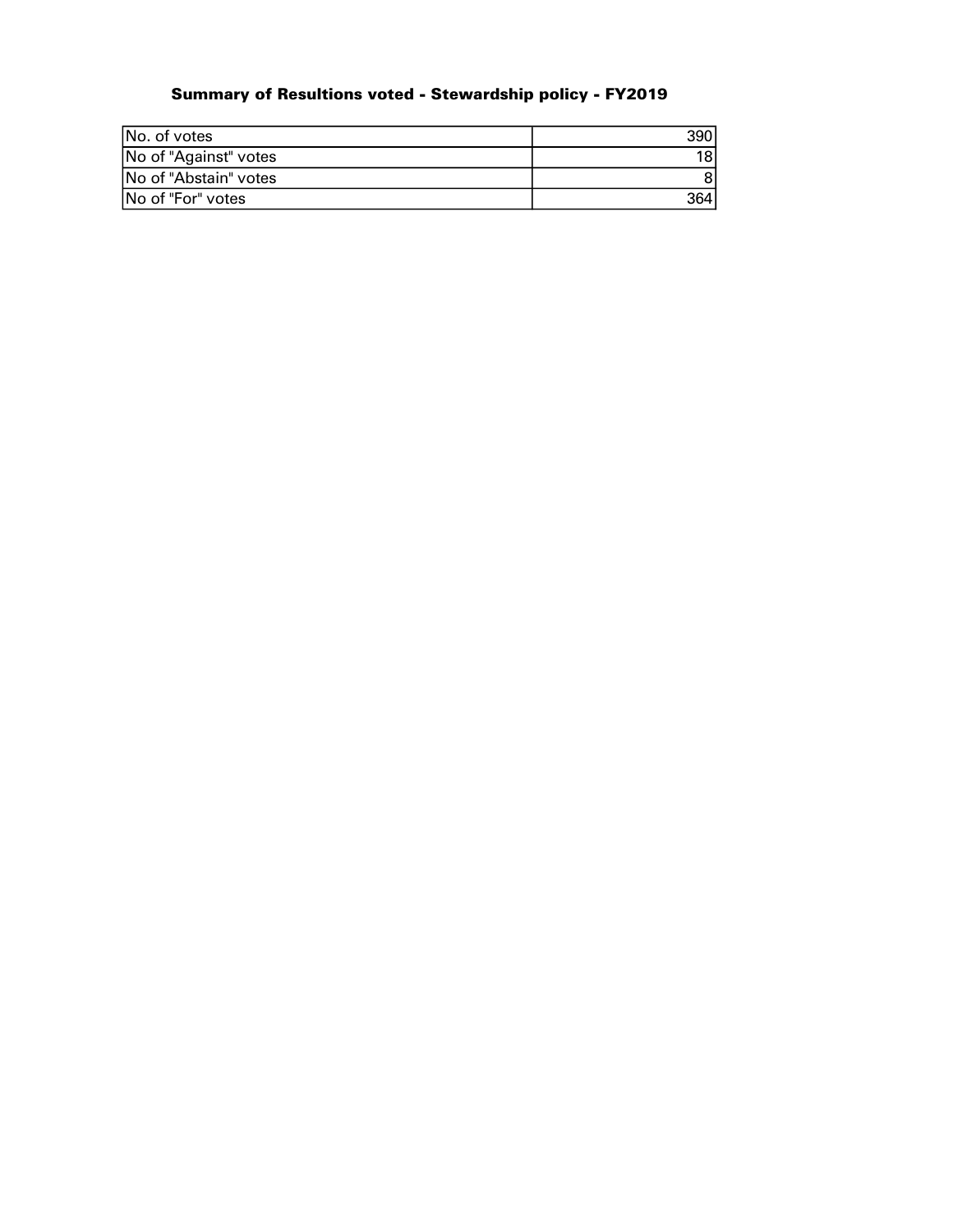# Summary of Resultions voted - Stewardship policy - FY2019

| | |
|---|---|
| No. of votes | 390 |
| No of "Against" votes | 18 |
| No of "Abstain" votes | 8 |
| No of "For" votes | 364 |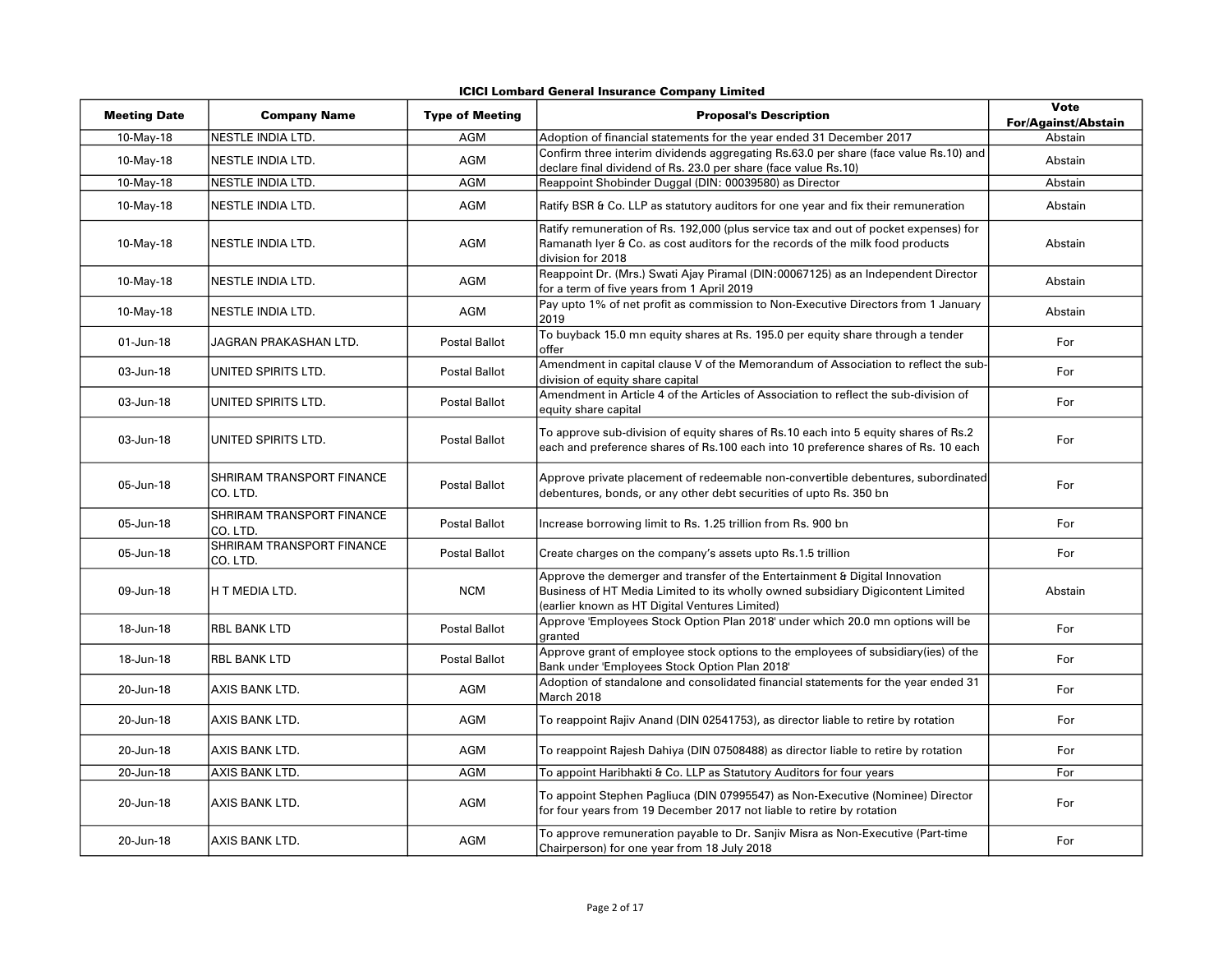**ICICI Lombard General Insurance Company Limited**

| Meeting Date | Company Name | Type of Meeting | Proposal's Description | Vote For/Against/Abstain |
|---|---|---|---|---|
| 10-May-18 | NESTLE INDIA LTD. | AGM | Adoption of financial statements for the year ended 31 December 2017 | Abstain |
| 10-May-18 | NESTLE INDIA LTD. | AGM | Confirm three interim dividends aggregating Rs.63.0 per share (face value Rs.10) and declare final dividend of Rs. 23.0 per share (face value Rs.10) | Abstain |
| 10-May-18 | NESTLE INDIA LTD. | AGM | Reappoint Shobinder Duggal (DIN: 00039580) as Director | Abstain |
| 10-May-18 | NESTLE INDIA LTD. | AGM | Ratify BSR & Co. LLP as statutory auditors for one year and fix their remuneration | Abstain |
| 10-May-18 | NESTLE INDIA LTD. | AGM | Ratify remuneration of Rs. 192,000 (plus service tax and out of pocket expenses) for Ramanath Iyer & Co. as cost auditors for the records of the milk food products division for 2018 | Abstain |
| 10-May-18 | NESTLE INDIA LTD. | AGM | Reappoint Dr. (Mrs.) Swati Ajay Piramal (DIN:00067125) as an Independent Director for a term of five years from 1 April 2019 | Abstain |
| 10-May-18 | NESTLE INDIA LTD. | AGM | Pay upto 1% of net profit as commission to Non-Executive Directors from 1 January 2019 | Abstain |
| 01-Jun-18 | JAGRAN PRAKASHAN LTD. | Postal Ballot | To buyback 15.0 mn equity shares at Rs. 195.0 per equity share through a tender offer | For |
| 03-Jun-18 | UNITED SPIRITS LTD. | Postal Ballot | Amendment in capital clause V of the Memorandum of Association to reflect the sub-division of equity share capital | For |
| 03-Jun-18 | UNITED SPIRITS LTD. | Postal Ballot | Amendment in Article 4 of the Articles of Association to reflect the sub-division of equity share capital | For |
| 03-Jun-18 | UNITED SPIRITS LTD. | Postal Ballot | To approve sub-division of equity shares of Rs.10 each into 5 equity shares of Rs.2 each and preference shares of Rs.100 each into 10 preference shares of Rs. 10 each | For |
| 05-Jun-18 | SHRIRAM TRANSPORT FINANCE CO. LTD. | Postal Ballot | Approve private placement of redeemable non-convertible debentures, subordinated debentures, bonds, or any other debt securities of upto Rs. 350 bn | For |
| 05-Jun-18 | SHRIRAM TRANSPORT FINANCE CO. LTD. | Postal Ballot | Increase borrowing limit to Rs. 1.25 trillion from Rs. 900 bn | For |
| 05-Jun-18 | SHRIRAM TRANSPORT FINANCE CO. LTD. | Postal Ballot | Create charges on the company's assets upto Rs.1.5 trillion | For |
| 09-Jun-18 | H T MEDIA LTD. | NCM | Approve the demerger and transfer of the Entertainment & Digital Innovation Business of HT Media Limited to its wholly owned subsidiary Digicontent Limited (earlier known as HT Digital Ventures Limited) | Abstain |
| 18-Jun-18 | RBL BANK LTD | Postal Ballot | Approve 'Employees Stock Option Plan 2018' under which 20.0 mn options will be granted | For |
| 18-Jun-18 | RBL BANK LTD | Postal Ballot | Approve grant of employee stock options to the employees of subsidiary(ies) of the Bank under 'Employees Stock Option Plan 2018' | For |
| 20-Jun-18 | AXIS BANK LTD. | AGM | Adoption of standalone and consolidated financial statements for the year ended 31 March 2018 | For |
| 20-Jun-18 | AXIS BANK LTD. | AGM | To reappoint Rajiv Anand (DIN 02541753), as director liable to retire by rotation | For |
| 20-Jun-18 | AXIS BANK LTD. | AGM | To reappoint Rajesh Dahiya (DIN 07508488) as director liable to retire by rotation | For |
| 20-Jun-18 | AXIS BANK LTD. | AGM | To appoint Haribhakti & Co. LLP as Statutory Auditors for four years | For |
| 20-Jun-18 | AXIS BANK LTD. | AGM | To appoint Stephen Pagliuca (DIN 07995547) as Non-Executive (Nominee) Director for four years from 19 December 2017 not liable to retire by rotation | For |
| 20-Jun-18 | AXIS BANK LTD. | AGM | To approve remuneration payable to Dr. Sanjiv Misra as Non-Executive (Part-time Chairperson) for one year from 18 July 2018 | For |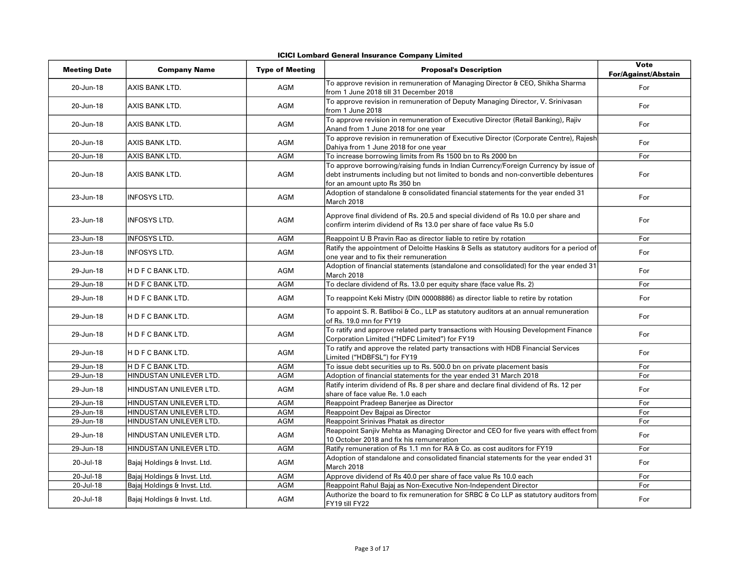**ICICI Lombard General Insurance Company Limited**

| Meeting Date | Company Name | Type of Meeting | Proposal's Description | Vote For/Against/Abstain |
|---|---|---|---|---|
| 20-Jun-18 | AXIS BANK LTD. | AGM | To approve revision in remuneration of Managing Director & CEO, Shikha Sharma from 1 June 2018 till 31 December 2018 | For |
| 20-Jun-18 | AXIS BANK LTD. | AGM | To approve revision in remuneration of Deputy Managing Director, V. Srinivasan from 1 June 2018 | For |
| 20-Jun-18 | AXIS BANK LTD. | AGM | To approve revision in remuneration of Executive Director (Retail Banking), Rajiv Anand from 1 June 2018 for one year | For |
| 20-Jun-18 | AXIS BANK LTD. | AGM | To approve revision in remuneration of Executive Director (Corporate Centre), Rajesh Dahiya from 1 June 2018 for one year | For |
| 20-Jun-18 | AXIS BANK LTD. | AGM | To increase borrowing limits from Rs 1500 bn to Rs 2000 bn | For |
| 20-Jun-18 | AXIS BANK LTD. | AGM | To approve borrowing/raising funds in Indian Currency/Foreign Currency by issue of debt instruments including but not limited to bonds and non-convertible debentures for an amount upto Rs 350 bn | For |
| 23-Jun-18 | INFOSYS LTD. | AGM | Adoption of standalone & consolidated financial statements for the year ended 31 March 2018 | For |
| 23-Jun-18 | INFOSYS LTD. | AGM | Approve final dividend of Rs. 20.5 and special dividend of Rs 10.0 per share and confirm interim dividend of Rs 13.0 per share of face value Rs 5.0 | For |
| 23-Jun-18 | INFOSYS LTD. | AGM | Reappoint U B Pravin Rao as director liable to retire by rotation | For |
| 23-Jun-18 | INFOSYS LTD. | AGM | Ratify the appointment of Deloitte Haskins & Sells as statutory auditors for a period of one year and to fix their remuneration | For |
| 29-Jun-18 | H D F C BANK LTD. | AGM | Adoption of financial statements (standalone and consolidated) for the year ended 31 March 2018 | For |
| 29-Jun-18 | H D F C BANK LTD. | AGM | To declare dividend of Rs. 13.0 per equity share (face value Rs. 2) | For |
| 29-Jun-18 | H D F C BANK LTD. | AGM | To reappoint Keki Mistry (DIN 00008886) as director liable to retire by rotation | For |
| 29-Jun-18 | H D F C BANK LTD. | AGM | To appoint S. R. Batliboi & Co., LLP as statutory auditors at an annual remuneration of Rs. 19.0 mn for FY19 | For |
| 29-Jun-18 | H D F C BANK LTD. | AGM | To ratify and approve related party transactions with Housing Development Finance Corporation Limited ("HDFC Limited") for FY19 | For |
| 29-Jun-18 | H D F C BANK LTD. | AGM | To ratify and approve the related party transactions with HDB Financial Services Limited ("HDBFSL") for FY19 | For |
| 29-Jun-18 | H D F C BANK LTD. | AGM | To issue debt securities up to Rs. 500.0 bn on private placement basis | For |
| 29-Jun-18 | HINDUSTAN UNILEVER LTD. | AGM | Adoption of financial statements for the year ended 31 March 2018 | For |
| 29-Jun-18 | HINDUSTAN UNILEVER LTD. | AGM | Ratify interim dividend of Rs. 8 per share and declare final dividend of Rs. 12 per share of face value Re. 1.0 each | For |
| 29-Jun-18 | HINDUSTAN UNILEVER LTD. | AGM | Reappoint Pradeep Banerjee as Director | For |
| 29-Jun-18 | HINDUSTAN UNILEVER LTD. | AGM | Reappoint Dev Bajpai as Director | For |
| 29-Jun-18 | HINDUSTAN UNILEVER LTD. | AGM | Reappoint Srinivas Phatak as director | For |
| 29-Jun-18 | HINDUSTAN UNILEVER LTD. | AGM | Reappoint Sanjiv Mehta as Managing Director and CEO for five years with effect from 10 October 2018 and fix his remuneration | For |
| 29-Jun-18 | HINDUSTAN UNILEVER LTD. | AGM | Ratify remuneration of Rs 1.1 mn for RA & Co. as cost auditors for FY19 | For |
| 20-Jul-18 | Bajaj Holdings & Invst. Ltd. | AGM | Adoption of standalone and consolidated financial statements for the year ended 31 March 2018 | For |
| 20-Jul-18 | Bajaj Holdings & Invst. Ltd. | AGM | Approve dividend of Rs 40.0 per share of face value Rs 10.0 each | For |
| 20-Jul-18 | Bajaj Holdings & Invst. Ltd. | AGM | Reappoint Rahul Bajaj as Non-Executive Non-Independent Director | For |
| 20-Jul-18 | Bajaj Holdings & Invst. Ltd. | AGM | Authorize the board to fix remuneration for SRBC & Co LLP as statutory auditors from FY19 till FY22 | For |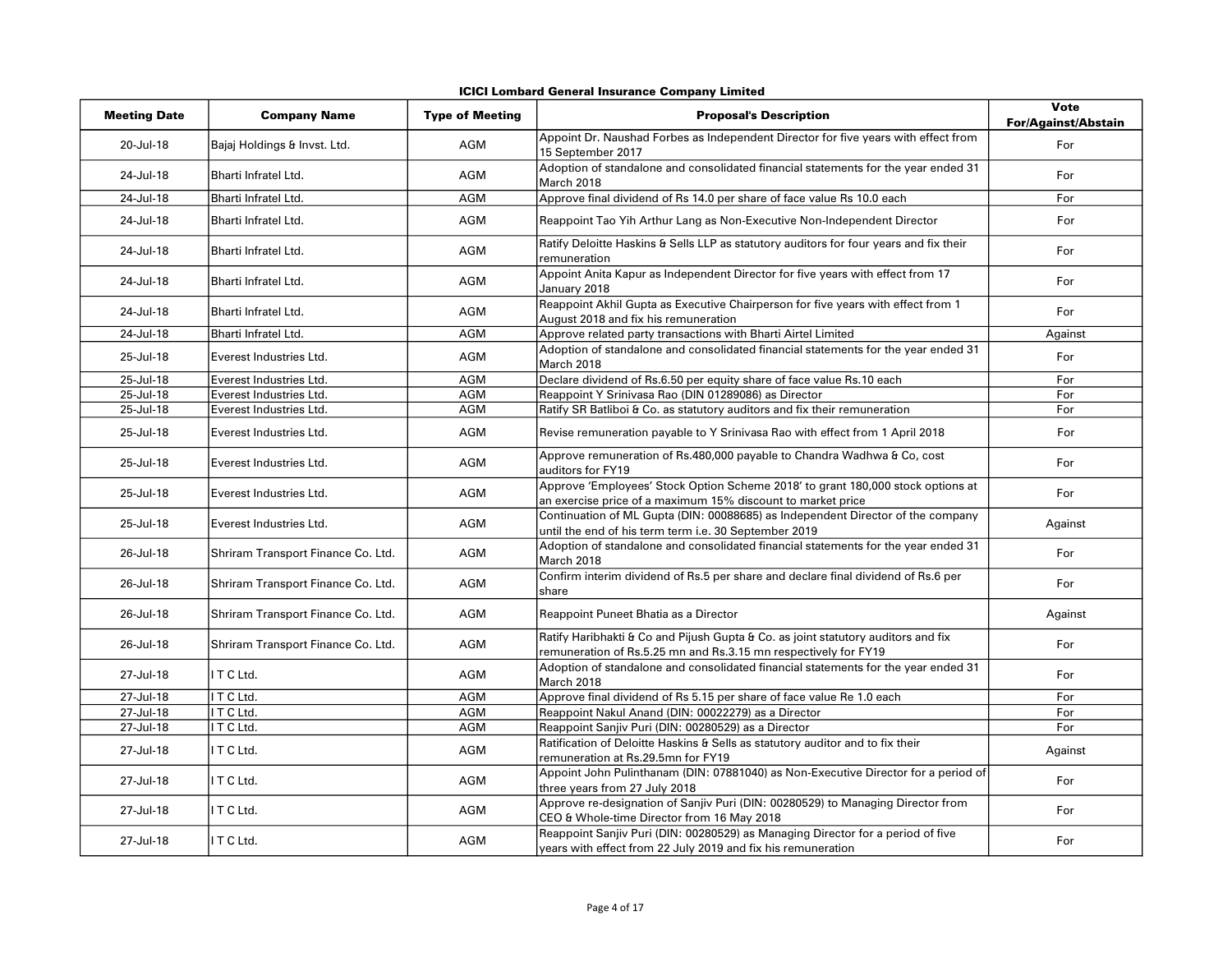**ICICI Lombard General Insurance Company Limited**

| Meeting Date | Company Name | Type of Meeting | Proposal's Description | Vote For/Against/Abstain |
|---|---|---|---|---|
| 20-Jul-18 | Bajaj Holdings & Invst. Ltd. | AGM | Appoint Dr. Naushad Forbes as Independent Director for five years with effect from 15 September 2017 | For |
| 24-Jul-18 | Bharti Infratel Ltd. | AGM | Adoption of standalone and consolidated financial statements for the year ended 31 March 2018 | For |
| 24-Jul-18 | Bharti Infratel Ltd. | AGM | Approve final dividend of Rs 14.0 per share of face value Rs 10.0 each | For |
| 24-Jul-18 | Bharti Infratel Ltd. | AGM | Reappoint Tao Yih Arthur Lang as Non-Executive Non-Independent Director | For |
| 24-Jul-18 | Bharti Infratel Ltd. | AGM | Ratify Deloitte Haskins & Sells LLP as statutory auditors for four years and fix their remuneration | For |
| 24-Jul-18 | Bharti Infratel Ltd. | AGM | Appoint Anita Kapur as Independent Director for five years with effect from 17 January 2018 | For |
| 24-Jul-18 | Bharti Infratel Ltd. | AGM | Reappoint Akhil Gupta as Executive Chairperson for five years with effect from 1 August 2018 and fix his remuneration | For |
| 24-Jul-18 | Bharti Infratel Ltd. | AGM | Approve related party transactions with Bharti Airtel Limited | Against |
| 25-Jul-18 | Everest Industries Ltd. | AGM | Adoption of standalone and consolidated financial statements for the year ended 31 March 2018 | For |
| 25-Jul-18 | Everest Industries Ltd. | AGM | Declare dividend of Rs.6.50 per equity share of face value Rs.10 each | For |
| 25-Jul-18 | Everest Industries Ltd. | AGM | Reappoint Y Srinivasa Rao (DIN 01289086) as Director | For |
| 25-Jul-18 | Everest Industries Ltd. | AGM | Ratify SR Batliboi & Co. as statutory auditors and fix their remuneration | For |
| 25-Jul-18 | Everest Industries Ltd. | AGM | Revise remuneration payable to Y Srinivasa Rao with effect from 1 April 2018 | For |
| 25-Jul-18 | Everest Industries Ltd. | AGM | Approve remuneration of Rs.480,000 payable to Chandra Wadhwa & Co, cost auditors for FY19 | For |
| 25-Jul-18 | Everest Industries Ltd. | AGM | Approve 'Employees' Stock Option Scheme 2018' to grant 180,000 stock options at an exercise price of a maximum 15% discount to market price | For |
| 25-Jul-18 | Everest Industries Ltd. | AGM | Continuation of ML Gupta (DIN: 00088685) as Independent Director of the company until the end of his term term i.e. 30 September 2019 | Against |
| 26-Jul-18 | Shriram Transport Finance Co. Ltd. | AGM | Adoption of standalone and consolidated financial statements for the year ended 31 March 2018 | For |
| 26-Jul-18 | Shriram Transport Finance Co. Ltd. | AGM | Confirm interim dividend of Rs.5 per share and declare final dividend of Rs.6 per share | For |
| 26-Jul-18 | Shriram Transport Finance Co. Ltd. | AGM | Reappoint Puneet Bhatia as a Director | Against |
| 26-Jul-18 | Shriram Transport Finance Co. Ltd. | AGM | Ratify Haribhakti & Co and Pijush Gupta & Co. as joint statutory auditors and fix remuneration of Rs.5.25 mn and Rs.3.15 mn respectively for FY19 | For |
| 27-Jul-18 | I T C Ltd. | AGM | Adoption of standalone and consolidated financial statements for the year ended 31 March 2018 | For |
| 27-Jul-18 | I T C Ltd. | AGM | Approve final dividend of Rs 5.15 per share of face value Re 1.0 each | For |
| 27-Jul-18 | I T C Ltd. | AGM | Reappoint Nakul Anand (DIN: 00022279) as a Director | For |
| 27-Jul-18 | I T C Ltd. | AGM | Reappoint Sanjiv Puri (DIN: 00280529) as a Director | For |
| 27-Jul-18 | I T C Ltd. | AGM | Ratification of Deloitte Haskins & Sells as statutory auditor and to fix their remuneration at Rs.29.5mn for FY19 | Against |
| 27-Jul-18 | I T C Ltd. | AGM | Appoint John Pulinthanam (DIN: 07881040) as Non-Executive Director for a period of three years from 27 July 2018 | For |
| 27-Jul-18 | I T C Ltd. | AGM | Approve re-designation of Sanjiv Puri (DIN: 00280529) to Managing Director from CEO & Whole-time Director from 16 May 2018 | For |
| 27-Jul-18 | I T C Ltd. | AGM | Reappoint Sanjiv Puri (DIN: 00280529) as Managing Director for a period of five years with effect from 22 July 2019 and fix his remuneration | For |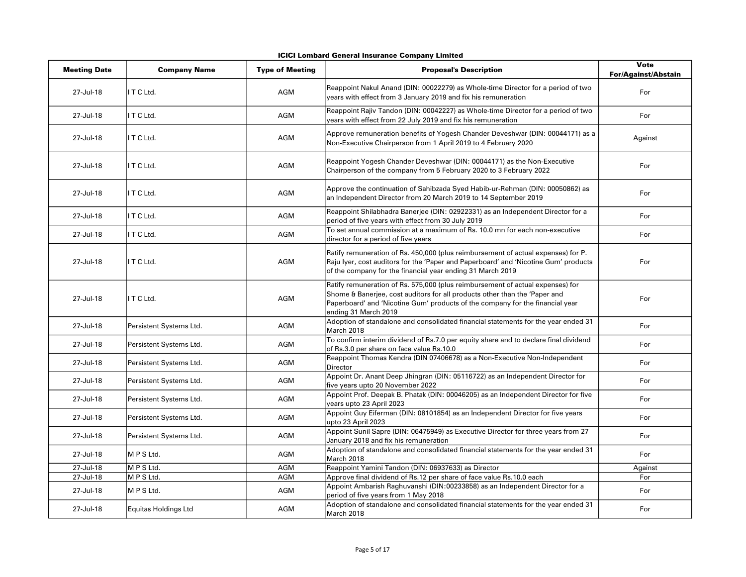**ICICI Lombard General Insurance Company Limited**

| Meeting Date | Company Name | Type of Meeting | Proposal's Description | Vote For/Against/Abstain |
|---|---|---|---|---|
| 27-Jul-18 | I T C Ltd. | AGM | Reappoint Nakul Anand (DIN: 00022279) as Whole-time Director for a period of two years with effect from 3 January 2019 and fix his remuneration | For |
| 27-Jul-18 | I T C Ltd. | AGM | Reappoint Rajiv Tandon (DIN: 00042227) as Whole-time Director for a period of two years with effect from 22 July 2019 and fix his remuneration | For |
| 27-Jul-18 | I T C Ltd. | AGM | Approve remuneration benefits of Yogesh Chander Deveshwar (DIN: 00044171) as a Non-Executive Chairperson from 1 April 2019 to 4 February 2020 | Against |
| 27-Jul-18 | I T C Ltd. | AGM | Reappoint Yogesh Chander Deveshwar (DIN: 00044171) as the Non-Executive Chairperson of the company from 5 February 2020 to 3 February 2022 | For |
| 27-Jul-18 | I T C Ltd. | AGM | Approve the continuation of Sahibzada Syed Habib-ur-Rehman (DIN: 00050862) as an Independent Director from 20 March 2019 to 14 September 2019 | For |
| 27-Jul-18 | I T C Ltd. | AGM | Reappoint Shilabhadra Banerjee (DIN: 02922331) as an Independent Director for a period of five years with effect from 30 July 2019 | For |
| 27-Jul-18 | I T C Ltd. | AGM | To set annual commission at a maximum of Rs. 10.0 mn for each non-executive director for a period of five years | For |
| 27-Jul-18 | I T C Ltd. | AGM | Ratify remuneration of Rs. 450,000 (plus reimbursement of actual expenses) for P. Raju Iyer, cost auditors for the 'Paper and Paperboard' and 'Nicotine Gum' products of the company for the financial year ending 31 March 2019 | For |
| 27-Jul-18 | I T C Ltd. | AGM | Ratify remuneration of Rs. 575,000 (plus reimbursement of actual expenses) for Shome & Banerjee, cost auditors for all products other than the 'Paper and Paperboard' and 'Nicotine Gum' products of the company for the financial year ending 31 March 2019 | For |
| 27-Jul-18 | Persistent Systems Ltd. | AGM | Adoption of standalone and consolidated financial statements for the year ended 31 March 2018 | For |
| 27-Jul-18 | Persistent Systems Ltd. | AGM | To confirm interim dividend of Rs.7.0 per equity share and to declare final dividend of Rs.3.0 per share on face value Rs.10.0 | For |
| 27-Jul-18 | Persistent Systems Ltd. | AGM | Reappoint Thomas Kendra (DIN 07406678) as a Non-Executive Non-Independent Director | For |
| 27-Jul-18 | Persistent Systems Ltd. | AGM | Appoint Dr. Anant Deep Jhingran (DIN: 05116722) as an Independent Director for five years upto 20 November 2022 | For |
| 27-Jul-18 | Persistent Systems Ltd. | AGM | Appoint Prof. Deepak B. Phatak (DIN: 00046205) as an Independent Director for five years upto 23 April 2023 | For |
| 27-Jul-18 | Persistent Systems Ltd. | AGM | Appoint Guy Eiferman (DIN: 08101854) as an Independent Director for five years upto 23 April 2023 | For |
| 27-Jul-18 | Persistent Systems Ltd. | AGM | Appoint Sunil Sapre (DIN: 06475949) as Executive Director for three years from 27 January 2018 and fix his remuneration | For |
| 27-Jul-18 | M P S Ltd. | AGM | Adoption of standalone and consolidated financial statements for the year ended 31 March 2018 | For |
| 27-Jul-18 | M P S Ltd. | AGM | Reappoint Yamini Tandon (DIN: 06937633) as Director | Against |
| 27-Jul-18 | M P S Ltd. | AGM | Approve final dividend of Rs.12 per share of face value Rs.10.0 each | For |
| 27-Jul-18 | M P S Ltd. | AGM | Appoint Ambarish Raghuvanshi (DIN:00233858) as an Independent Director for a period of five years from 1 May 2018 | For |
| 27-Jul-18 | Equitas Holdings Ltd | AGM | Adoption of standalone and consolidated financial statements for the year ended 31 March 2018 | For |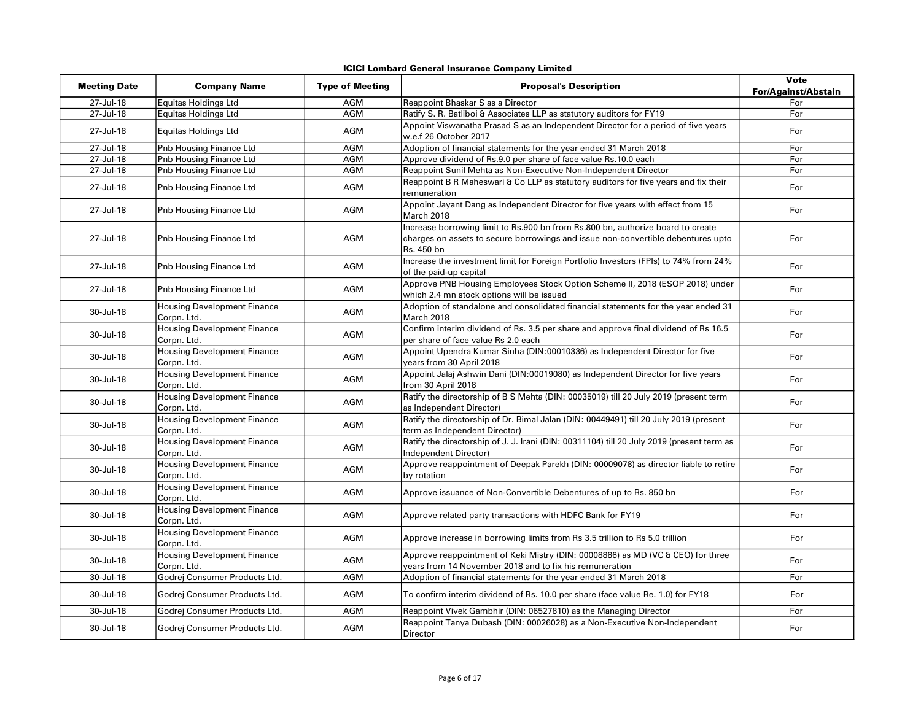**ICICI Lombard General Insurance Company Limited**

| Meeting Date | Company Name | Type of Meeting | Proposal's Description | Vote For/Against/Abstain |
|---|---|---|---|---|
| 27-Jul-18 | Equitas Holdings Ltd | AGM | Reappoint Bhaskar S as a Director | For |
| 27-Jul-18 | Equitas Holdings Ltd | AGM | Ratify S. R. Batliboi & Associates LLP as statutory auditors for FY19 | For |
| 27-Jul-18 | Equitas Holdings Ltd | AGM | Appoint Viswanatha Prasad S as an Independent Director for a period of five years w.e.f 26 October 2017 | For |
| 27-Jul-18 | Pnb Housing Finance Ltd | AGM | Adoption of financial statements for the year ended 31 March 2018 | For |
| 27-Jul-18 | Pnb Housing Finance Ltd | AGM | Approve dividend of Rs.9.0 per share of face value Rs.10.0 each | For |
| 27-Jul-18 | Pnb Housing Finance Ltd | AGM | Reappoint Sunil Mehta as Non-Executive Non-Independent Director | For |
| 27-Jul-18 | Pnb Housing Finance Ltd | AGM | Reappoint B R Maheswari & Co LLP as statutory auditors for five years and fix their remuneration | For |
| 27-Jul-18 | Pnb Housing Finance Ltd | AGM | Appoint Jayant Dang as Independent Director for five years with effect from 15 March 2018 | For |
| 27-Jul-18 | Pnb Housing Finance Ltd | AGM | Increase borrowing limit to Rs.900 bn from Rs.800 bn, authorize board to create charges on assets to secure borrowings and issue non-convertible debentures upto Rs. 450 bn | For |
| 27-Jul-18 | Pnb Housing Finance Ltd | AGM | Increase the investment limit for Foreign Portfolio Investors (FPIs) to 74% from 24% of the paid-up capital | For |
| 27-Jul-18 | Pnb Housing Finance Ltd | AGM | Approve PNB Housing Employees Stock Option Scheme II, 2018 (ESOP 2018) under which 2.4 mn stock options will be issued | For |
| 30-Jul-18 | Housing Development Finance Corpn. Ltd. | AGM | Adoption of standalone and consolidated financial statements for the year ended 31 March 2018 | For |
| 30-Jul-18 | Housing Development Finance Corpn. Ltd. | AGM | Confirm interim dividend of Rs. 3.5 per share and approve final dividend of Rs 16.5 per share of face value Rs 2.0 each | For |
| 30-Jul-18 | Housing Development Finance Corpn. Ltd. | AGM | Appoint Upendra Kumar Sinha (DIN:00010336) as Independent Director for five years from 30 April 2018 | For |
| 30-Jul-18 | Housing Development Finance Corpn. Ltd. | AGM | Appoint Jalaj Ashwin Dani (DIN:00019080) as Independent Director for five years from 30 April 2018 | For |
| 30-Jul-18 | Housing Development Finance Corpn. Ltd. | AGM | Ratify the directorship of B S Mehta (DIN: 00035019) till 20 July 2019 (present term as Independent Director) | For |
| 30-Jul-18 | Housing Development Finance Corpn. Ltd. | AGM | Ratify the directorship of Dr. Bimal Jalan (DIN: 00449491) till 20 July 2019 (present term as Independent Director) | For |
| 30-Jul-18 | Housing Development Finance Corpn. Ltd. | AGM | Ratify the directorship of J. J. Irani (DIN: 00311104) till 20 July 2019 (present term as Independent Director) | For |
| 30-Jul-18 | Housing Development Finance Corpn. Ltd. | AGM | Approve reappointment of Deepak Parekh (DIN: 00009078) as director liable to retire by rotation | For |
| 30-Jul-18 | Housing Development Finance Corpn. Ltd. | AGM | Approve issuance of Non-Convertible Debentures of up to Rs. 850 bn | For |
| 30-Jul-18 | Housing Development Finance Corpn. Ltd. | AGM | Approve related party transactions with HDFC Bank for FY19 | For |
| 30-Jul-18 | Housing Development Finance Corpn. Ltd. | AGM | Approve increase in borrowing limits from Rs 3.5 trillion to Rs 5.0 trillion | For |
| 30-Jul-18 | Housing Development Finance Corpn. Ltd. | AGM | Approve reappointment of Keki Mistry (DIN: 00008886) as MD (VC & CEO) for three years from 14 November 2018 and to fix his remuneration | For |
| 30-Jul-18 | Godrej Consumer Products Ltd. | AGM | Adoption of financial statements for the year ended 31 March 2018 | For |
| 30-Jul-18 | Godrej Consumer Products Ltd. | AGM | To confirm interim dividend of Rs. 10.0 per share (face value Re. 1.0) for FY18 | For |
| 30-Jul-18 | Godrej Consumer Products Ltd. | AGM | Reappoint Vivek Gambhir (DIN: 06527810) as the Managing Director | For |
| 30-Jul-18 | Godrej Consumer Products Ltd. | AGM | Reappoint Tanya Dubash (DIN: 00026028) as a Non-Executive Non-Independent Director | For |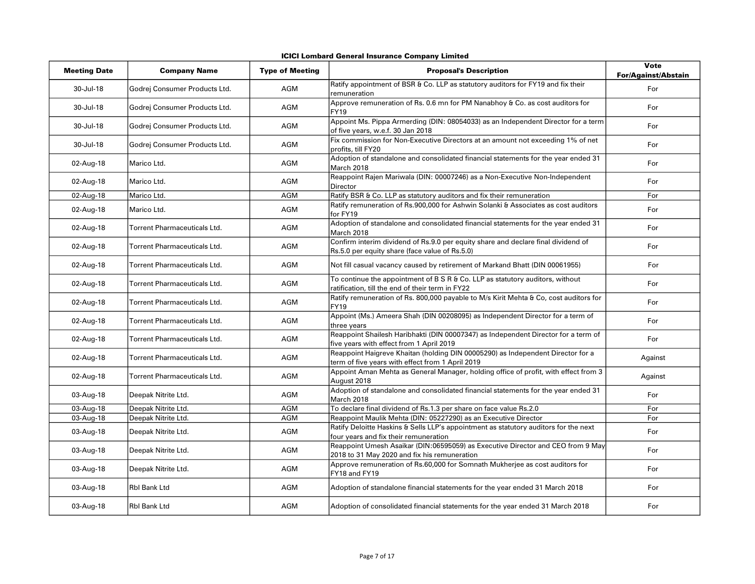**ICICI Lombard General Insurance Company Limited**

| Meeting Date | Company Name | Type of Meeting | Proposal's Description | Vote For/Against/Abstain |
|---|---|---|---|---|
| 30-Jul-18 | Godrej Consumer Products Ltd. | AGM | Ratify appointment of BSR & Co. LLP as statutory auditors for FY19 and fix their remuneration | For |
| 30-Jul-18 | Godrej Consumer Products Ltd. | AGM | Approve remuneration of Rs. 0.6 mn for PM Nanabhoy & Co. as cost auditors for FY19 | For |
| 30-Jul-18 | Godrej Consumer Products Ltd. | AGM | Appoint Ms. Pippa Armerding (DIN: 08054033) as an Independent Director for a term of five years, w.e.f. 30 Jan 2018 | For |
| 30-Jul-18 | Godrej Consumer Products Ltd. | AGM | Fix commission for Non-Executive Directors at an amount not exceeding 1% of net profits, till FY20 | For |
| 02-Aug-18 | Marico Ltd. | AGM | Adoption of standalone and consolidated financial statements for the year ended 31 March 2018 | For |
| 02-Aug-18 | Marico Ltd. | AGM | Reappoint Rajen Mariwala (DIN: 00007246) as a Non-Executive Non-Independent Director | For |
| 02-Aug-18 | Marico Ltd. | AGM | Ratify BSR & Co. LLP as statutory auditors and fix their remuneration | For |
| 02-Aug-18 | Marico Ltd. | AGM | Ratify remuneration of Rs.900,000 for Ashwin Solanki & Associates as cost auditors for FY19 | For |
| 02-Aug-18 | Torrent Pharmaceuticals Ltd. | AGM | Adoption of standalone and consolidated financial statements for the year ended 31 March 2018 | For |
| 02-Aug-18 | Torrent Pharmaceuticals Ltd. | AGM | Confirm interim dividend of Rs.9.0 per equity share and declare final dividend of Rs.5.0 per equity share (face value of Rs.5.0) | For |
| 02-Aug-18 | Torrent Pharmaceuticals Ltd. | AGM | Not fill casual vacancy caused by retirement of Markand Bhatt (DIN 00061955) | For |
| 02-Aug-18 | Torrent Pharmaceuticals Ltd. | AGM | To continue the appointment of B S R & Co. LLP as statutory auditors, without ratification, till the end of their term in FY22 | For |
| 02-Aug-18 | Torrent Pharmaceuticals Ltd. | AGM | Ratify remuneration of Rs. 800,000 payable to M/s Kirit Mehta & Co, cost auditors for FY19 | For |
| 02-Aug-18 | Torrent Pharmaceuticals Ltd. | AGM | Appoint (Ms.) Ameera Shah (DIN 00208095) as Independent Director for a term of three years | For |
| 02-Aug-18 | Torrent Pharmaceuticals Ltd. | AGM | Reappoint Shailesh Haribhakti (DIN 00007347) as Independent Director for a term of five years with effect from 1 April 2019 | For |
| 02-Aug-18 | Torrent Pharmaceuticals Ltd. | AGM | Reappoint Haigreve Khaitan (holding DIN 00005290) as Independent Director for a term of five years with effect from 1 April 2019 | Against |
| 02-Aug-18 | Torrent Pharmaceuticals Ltd. | AGM | Appoint Aman Mehta as General Manager, holding office of profit, with effect from 3 August 2018 | Against |
| 03-Aug-18 | Deepak Nitrite Ltd. | AGM | Adoption of standalone and consolidated financial statements for the year ended 31 March 2018 | For |
| 03-Aug-18 | Deepak Nitrite Ltd. | AGM | To declare final dividend of Rs.1.3 per share on face value Rs.2.0 | For |
| 03-Aug-18 | Deepak Nitrite Ltd. | AGM | Reappoint Maulik Mehta (DIN: 05227290) as an Executive Director | For |
| 03-Aug-18 | Deepak Nitrite Ltd. | AGM | Ratify Deloitte Haskins & Sells LLP's appointment as statutory auditors for the next four years and fix their remuneration | For |
| 03-Aug-18 | Deepak Nitrite Ltd. | AGM | Reappoint Umesh Asaikar (DIN:06595059) as Executive Director and CEO from 9 May 2018 to 31 May 2020 and fix his remuneration | For |
| 03-Aug-18 | Deepak Nitrite Ltd. | AGM | Approve remuneration of Rs.60,000 for Somnath Mukherjee as cost auditors for FY18 and FY19 | For |
| 03-Aug-18 | Rbl Bank Ltd | AGM | Adoption of standalone financial statements for the year ended 31 March 2018 | For |
| 03-Aug-18 | Rbl Bank Ltd | AGM | Adoption of consolidated financial statements for the year ended 31 March 2018 | For |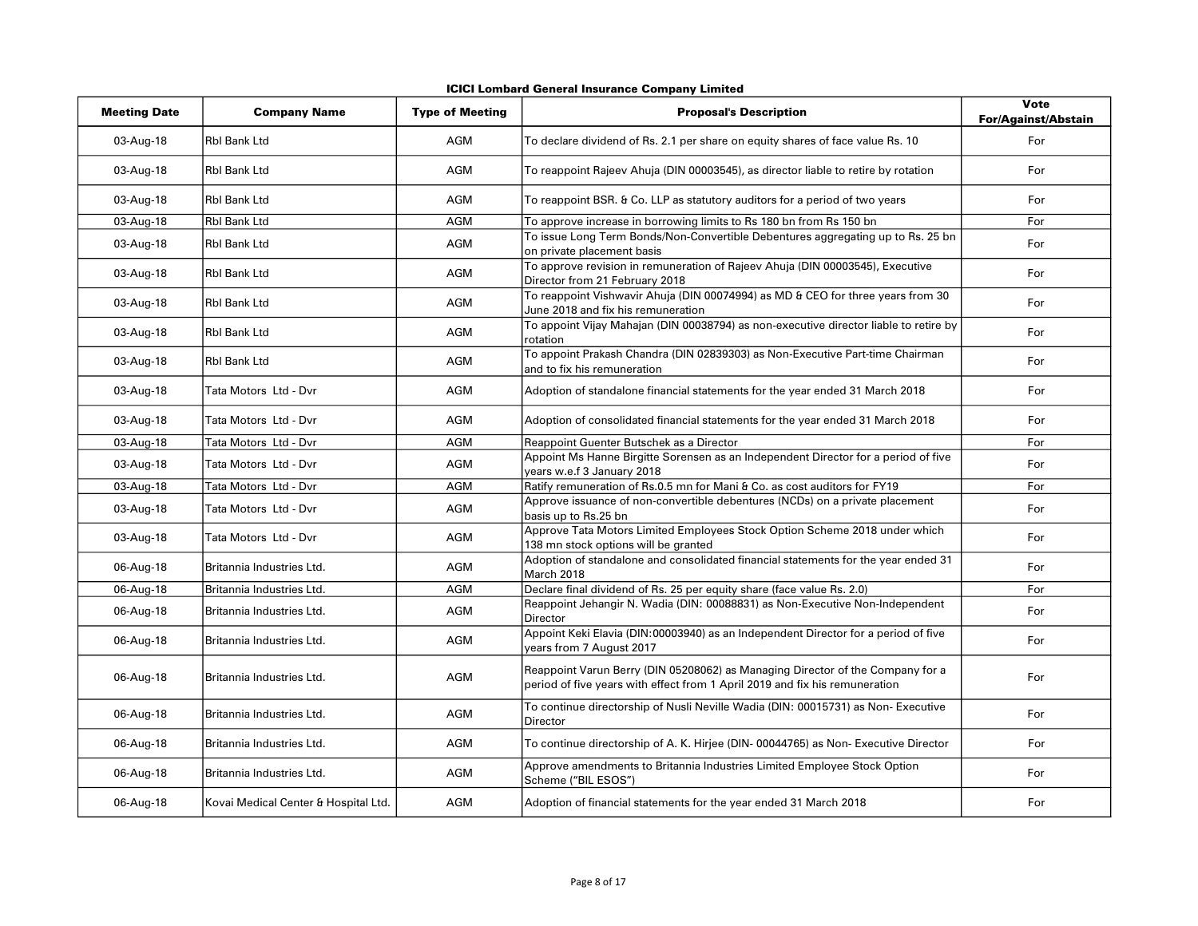**ICICI Lombard General Insurance Company Limited**

| Meeting Date | Company Name | Type of Meeting | Proposal's Description | Vote For/Against/Abstain |
|---|---|---|---|---|
| 03-Aug-18 | Rbl Bank Ltd | AGM | To declare dividend of Rs. 2.1 per share on equity shares of face value Rs. 10 | For |
| 03-Aug-18 | Rbl Bank Ltd | AGM | To reappoint Rajeev Ahuja (DIN 00003545), as director liable to retire by rotation | For |
| 03-Aug-18 | Rbl Bank Ltd | AGM | To reappoint BSR. & Co. LLP as statutory auditors for a period of two years | For |
| 03-Aug-18 | Rbl Bank Ltd | AGM | To approve increase in borrowing limits to Rs 180 bn from Rs 150 bn | For |
| 03-Aug-18 | Rbl Bank Ltd | AGM | To issue Long Term Bonds/Non-Convertible Debentures aggregating up to Rs. 25 bn on private placement basis | For |
| 03-Aug-18 | Rbl Bank Ltd | AGM | To approve revision in remuneration of Rajeev Ahuja (DIN 00003545), Executive Director from 21 February 2018 | For |
| 03-Aug-18 | Rbl Bank Ltd | AGM | To reappoint Vishwavir Ahuja (DIN 00074994) as MD & CEO for three years from 30 June 2018 and fix his remuneration | For |
| 03-Aug-18 | Rbl Bank Ltd | AGM | To appoint Vijay Mahajan (DIN 00038794) as non-executive director liable to retire by rotation | For |
| 03-Aug-18 | Rbl Bank Ltd | AGM | To appoint Prakash Chandra (DIN 02839303) as Non-Executive Part-time Chairman and to fix his remuneration | For |
| 03-Aug-18 | Tata Motors Ltd - Dvr | AGM | Adoption of standalone financial statements for the year ended 31 March 2018 | For |
| 03-Aug-18 | Tata Motors Ltd - Dvr | AGM | Adoption of consolidated financial statements for the year ended 31 March 2018 | For |
| 03-Aug-18 | Tata Motors Ltd - Dvr | AGM | Reappoint Guenter Butschek as a Director | For |
| 03-Aug-18 | Tata Motors Ltd - Dvr | AGM | Appoint Ms Hanne Birgitte Sorensen as an Independent Director for a period of five years w.e.f 3 January 2018 | For |
| 03-Aug-18 | Tata Motors Ltd - Dvr | AGM | Ratify remuneration of Rs.0.5 mn for Mani & Co. as cost auditors for FY19 | For |
| 03-Aug-18 | Tata Motors Ltd - Dvr | AGM | Approve issuance of non-convertible debentures (NCDs) on a private placement basis up to Rs.25 bn | For |
| 03-Aug-18 | Tata Motors Ltd - Dvr | AGM | Approve Tata Motors Limited Employees Stock Option Scheme 2018 under which 138 mn stock options will be granted | For |
| 06-Aug-18 | Britannia Industries Ltd. | AGM | Adoption of standalone and consolidated financial statements for the year ended 31 March 2018 | For |
| 06-Aug-18 | Britannia Industries Ltd. | AGM | Declare final dividend of Rs. 25 per equity share (face value Rs. 2.0) | For |
| 06-Aug-18 | Britannia Industries Ltd. | AGM | Reappoint Jehangir N. Wadia (DIN: 00088831) as Non-Executive Non-Independent Director | For |
| 06-Aug-18 | Britannia Industries Ltd. | AGM | Appoint Keki Elavia (DIN:00003940) as an Independent Director for a period of five years from 7 August 2017 | For |
| 06-Aug-18 | Britannia Industries Ltd. | AGM | Reappoint Varun Berry (DIN 05208062) as Managing Director of the Company for a period of five years with effect from 1 April 2019 and fix his remuneration | For |
| 06-Aug-18 | Britannia Industries Ltd. | AGM | To continue directorship of Nusli Neville Wadia (DIN: 00015731) as Non- Executive Director | For |
| 06-Aug-18 | Britannia Industries Ltd. | AGM | To continue directorship of A. K. Hirjee (DIN- 00044765) as Non- Executive Director | For |
| 06-Aug-18 | Britannia Industries Ltd. | AGM | Approve amendments to Britannia Industries Limited Employee Stock Option Scheme ("BIL ESOS") | For |
| 06-Aug-18 | Kovai Medical Center & Hospital Ltd. | AGM | Adoption of financial statements for the year ended 31 March 2018 | For |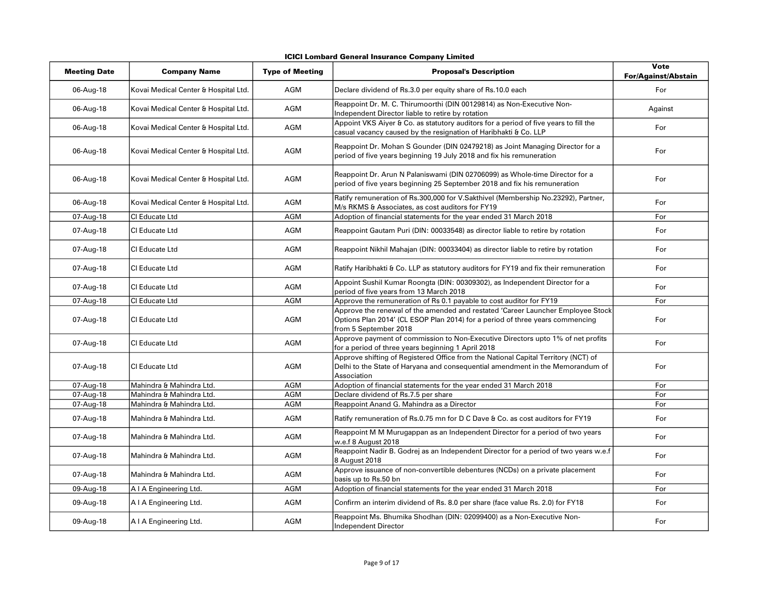## ICICI Lombard General Insurance Company Limited

| Meeting Date | Company Name | Type of Meeting | Proposal's Description | Vote For/Against/Abstain |
|---|---|---|---|---|
| 06-Aug-18 | Kovai Medical Center & Hospital Ltd. | AGM | Declare dividend of Rs.3.0 per equity share of Rs.10.0 each | For |
| 06-Aug-18 | Kovai Medical Center & Hospital Ltd. | AGM | Reappoint Dr. M. C. Thirumoorthi (DIN 00129814) as Non-Executive Non-Independent Director liable to retire by rotation | Against |
| 06-Aug-18 | Kovai Medical Center & Hospital Ltd. | AGM | Appoint VKS Aiyer & Co. as statutory auditors for a period of five years to fill the casual vacancy caused by the resignation of Haribhakti & Co. LLP | For |
| 06-Aug-18 | Kovai Medical Center & Hospital Ltd. | AGM | Reappoint Dr. Mohan S Gounder (DIN 02479218) as Joint Managing Director for a period of five years beginning 19 July 2018 and fix his remuneration | For |
| 06-Aug-18 | Kovai Medical Center & Hospital Ltd. | AGM | Reappoint Dr. Arun N Palaniswami (DIN 02706099) as Whole-time Director for a period of five years beginning 25 September 2018 and fix his remuneration | For |
| 06-Aug-18 | Kovai Medical Center & Hospital Ltd. | AGM | Ratify remuneration of Rs.300,000 for V.Sakthivel (Membership No.23292), Partner, M/s RKMS & Associates, as cost auditors for FY19 | For |
| 07-Aug-18 | CI Educate Ltd | AGM | Adoption of financial statements for the year ended 31 March 2018 | For |
| 07-Aug-18 | CI Educate Ltd | AGM | Reappoint Gautam Puri (DIN: 00033548) as director liable to retire by rotation | For |
| 07-Aug-18 | CI Educate Ltd | AGM | Reappoint Nikhil Mahajan (DIN: 00033404) as director liable to retire by rotation | For |
| 07-Aug-18 | CI Educate Ltd | AGM | Ratify Haribhakti & Co. LLP as statutory auditors for FY19 and fix their remuneration | For |
| 07-Aug-18 | CI Educate Ltd | AGM | Appoint Sushil Kumar Roongta (DIN: 00309302), as Independent Director for a period of five years from 13 March 2018 | For |
| 07-Aug-18 | CI Educate Ltd | AGM | Approve the remuneration of Rs 0.1 payable to cost auditor for FY19 | For |
| 07-Aug-18 | CI Educate Ltd | AGM | Approve the renewal of the amended and restated 'Career Launcher Employee Stock Options Plan 2014' (CL ESOP Plan 2014) for a period of three years commencing from 5 September 2018 | For |
| 07-Aug-18 | CI Educate Ltd | AGM | Approve payment of commission to Non-Executive Directors upto 1% of net profits for a period of three years beginning 1 April 2018 | For |
| 07-Aug-18 | CI Educate Ltd | AGM | Approve shifting of Registered Office from the National Capital Territory (NCT) of Delhi to the State of Haryana and consequential amendment in the Memorandum of Association | For |
| 07-Aug-18 | Mahindra & Mahindra Ltd. | AGM | Adoption of financial statements for the year ended 31 March 2018 | For |
| 07-Aug-18 | Mahindra & Mahindra Ltd. | AGM | Declare dividend of Rs.7.5 per share | For |
| 07-Aug-18 | Mahindra & Mahindra Ltd. | AGM | Reappoint Anand G. Mahindra as a Director | For |
| 07-Aug-18 | Mahindra & Mahindra Ltd. | AGM | Ratify remuneration of Rs.0.75 mn for D C Dave & Co. as cost auditors for FY19 | For |
| 07-Aug-18 | Mahindra & Mahindra Ltd. | AGM | Reappoint M M Murugappan as an Independent Director for a period of two years w.e.f 8 August 2018 | For |
| 07-Aug-18 | Mahindra & Mahindra Ltd. | AGM | Reappoint Nadir B. Godrej as an Independent Director for a period of two years w.e.f 8 August 2018 | For |
| 07-Aug-18 | Mahindra & Mahindra Ltd. | AGM | Approve issuance of non-convertible debentures (NCDs) on a private placement basis up to Rs.50 bn | For |
| 09-Aug-18 | A I A Engineering Ltd. | AGM | Adoption of financial statements for the year ended 31 March 2018 | For |
| 09-Aug-18 | A I A Engineering Ltd. | AGM | Confirm an interim dividend of Rs. 8.0 per share (face value Rs. 2.0) for FY18 | For |
| 09-Aug-18 | A I A Engineering Ltd. | AGM | Reappoint Ms. Bhumika Shodhan (DIN: 02099400) as a Non-Executive Non-Independent Director | For |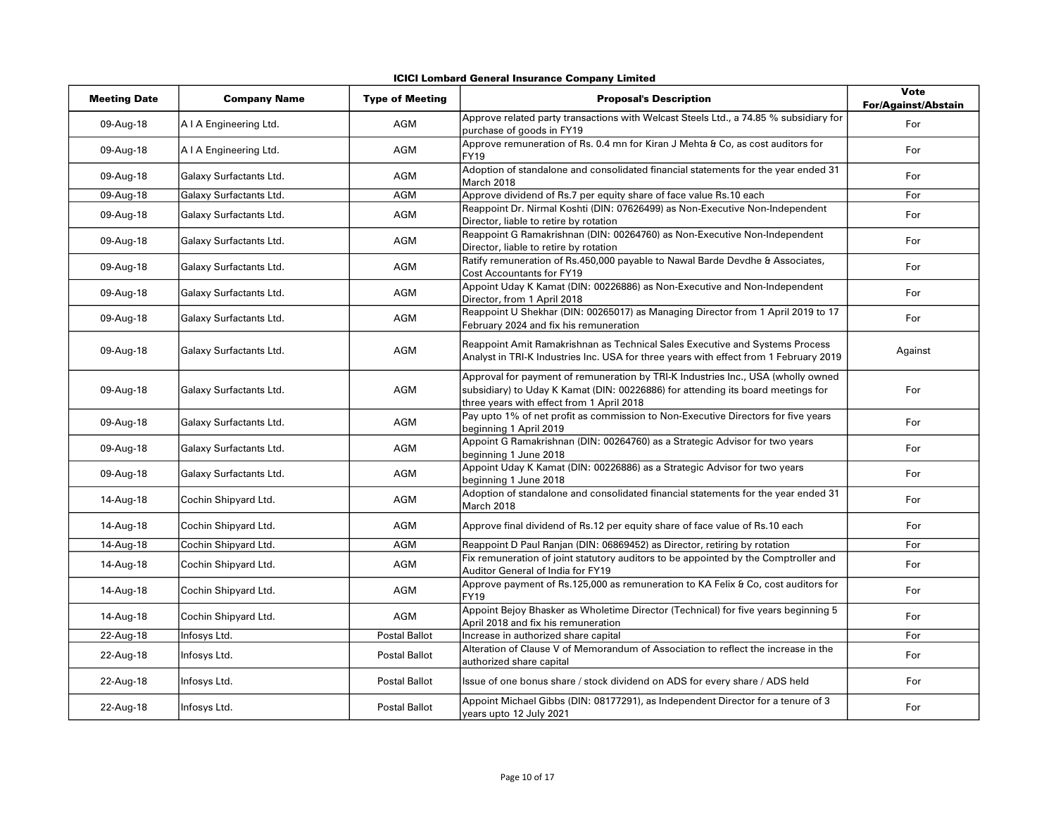**ICICI Lombard General Insurance Company Limited**

| Meeting Date | Company Name | Type of Meeting | Proposal's Description | Vote For/Against/Abstain |
|---|---|---|---|---|
| 09-Aug-18 | A I A Engineering Ltd. | AGM | Approve related party transactions with Welcast Steels Ltd., a 74.85 % subsidiary for purchase of goods in FY19 | For |
| 09-Aug-18 | A I A Engineering Ltd. | AGM | Approve remuneration of Rs. 0.4 mn for Kiran J Mehta & Co, as cost auditors for FY19 | For |
| 09-Aug-18 | Galaxy Surfactants Ltd. | AGM | Adoption of standalone and consolidated financial statements for the year ended 31 March 2018 | For |
| 09-Aug-18 | Galaxy Surfactants Ltd. | AGM | Approve dividend of Rs.7 per equity share of face value Rs.10 each | For |
| 09-Aug-18 | Galaxy Surfactants Ltd. | AGM | Reappoint Dr. Nirmal Koshti (DIN: 07626499) as Non-Executive Non-Independent Director, liable to retire by rotation | For |
| 09-Aug-18 | Galaxy Surfactants Ltd. | AGM | Reappoint G Ramakrishnan (DIN: 00264760) as Non-Executive Non-Independent Director, liable to retire by rotation | For |
| 09-Aug-18 | Galaxy Surfactants Ltd. | AGM | Ratify remuneration of Rs.450,000 payable to Nawal Barde Devdhe & Associates, Cost Accountants for FY19 | For |
| 09-Aug-18 | Galaxy Surfactants Ltd. | AGM | Appoint Uday K Kamat (DIN: 00226886) as Non-Executive and Non-Independent Director, from 1 April 2018 | For |
| 09-Aug-18 | Galaxy Surfactants Ltd. | AGM | Reappoint U Shekhar (DIN: 00265017) as Managing Director from 1 April 2019 to 17 February 2024 and fix his remuneration | For |
| 09-Aug-18 | Galaxy Surfactants Ltd. | AGM | Reappoint Amit Ramakrishnan as Technical Sales Executive and Systems Process Analyst in TRI-K Industries Inc. USA for three years with effect from 1 February 2019 | Against |
| 09-Aug-18 | Galaxy Surfactants Ltd. | AGM | Approval for payment of remuneration by TRI-K Industries Inc., USA (wholly owned subsidiary) to Uday K Kamat (DIN: 00226886) for attending its board meetings for three years with effect from 1 April 2018 | For |
| 09-Aug-18 | Galaxy Surfactants Ltd. | AGM | Pay upto 1% of net profit as commission to Non-Executive Directors for five years beginning 1 April 2019 | For |
| 09-Aug-18 | Galaxy Surfactants Ltd. | AGM | Appoint G Ramakrishnan (DIN: 00264760) as a Strategic Advisor for two years beginning 1 June 2018 | For |
| 09-Aug-18 | Galaxy Surfactants Ltd. | AGM | Appoint Uday K Kamat (DIN: 00226886) as a Strategic Advisor for two years beginning 1 June 2018 | For |
| 14-Aug-18 | Cochin Shipyard Ltd. | AGM | Adoption of standalone and consolidated financial statements for the year ended 31 March 2018 | For |
| 14-Aug-18 | Cochin Shipyard Ltd. | AGM | Approve final dividend of Rs.12 per equity share of face value of Rs.10 each | For |
| 14-Aug-18 | Cochin Shipyard Ltd. | AGM | Reappoint D Paul Ranjan (DIN: 06869452) as Director, retiring by rotation | For |
| 14-Aug-18 | Cochin Shipyard Ltd. | AGM | Fix remuneration of joint statutory auditors to be appointed by the Comptroller and Auditor General of India for FY19 | For |
| 14-Aug-18 | Cochin Shipyard Ltd. | AGM | Approve payment of Rs.125,000 as remuneration to KA Felix & Co, cost auditors for FY19 | For |
| 14-Aug-18 | Cochin Shipyard Ltd. | AGM | Appoint Bejoy Bhasker as Wholetime Director (Technical) for five years beginning 5 April 2018 and fix his remuneration | For |
| 22-Aug-18 | Infosys Ltd. | Postal Ballot | Increase in authorized share capital | For |
| 22-Aug-18 | Infosys Ltd. | Postal Ballot | Alteration of Clause V of Memorandum of Association to reflect the increase in the authorized share capital | For |
| 22-Aug-18 | Infosys Ltd. | Postal Ballot | Issue of one bonus share / stock dividend on ADS for every share / ADS held | For |
| 22-Aug-18 | Infosys Ltd. | Postal Ballot | Appoint Michael Gibbs (DIN: 08177291), as Independent Director for a tenure of 3 years upto 12 July 2021 | For |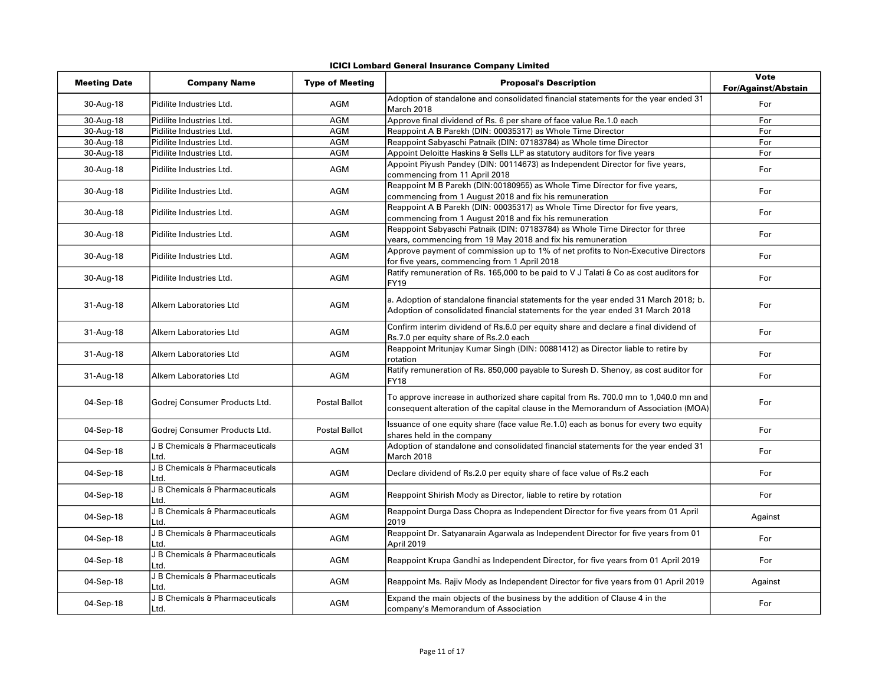**ICICI Lombard General Insurance Company Limited**

| Meeting Date | Company Name | Type of Meeting | Proposal's Description | Vote For/Against/Abstain |
|---|---|---|---|---|
| 30-Aug-18 | Pidilite Industries Ltd. | AGM | Adoption of standalone and consolidated financial statements for the year ended 31 March 2018 | For |
| 30-Aug-18 | Pidilite Industries Ltd. | AGM | Approve final dividend of Rs. 6 per share of face value Re.1.0 each | For |
| 30-Aug-18 | Pidilite Industries Ltd. | AGM | Reappoint A B Parekh (DIN: 00035317) as Whole Time Director | For |
| 30-Aug-18 | Pidilite Industries Ltd. | AGM | Reappoint Sabyaschi Patnaik (DIN: 07183784) as Whole time Director | For |
| 30-Aug-18 | Pidilite Industries Ltd. | AGM | Appoint Deloitte Haskins & Sells LLP as statutory auditors for five years | For |
| 30-Aug-18 | Pidilite Industries Ltd. | AGM | Appoint Piyush Pandey (DIN: 00114673) as Independent Director for five years, commencing from 11 April 2018 | For |
| 30-Aug-18 | Pidilite Industries Ltd. | AGM | Reappoint M B Parekh (DIN:00180955) as Whole Time Director for five years, commencing from 1 August 2018 and fix his remuneration | For |
| 30-Aug-18 | Pidilite Industries Ltd. | AGM | Reappoint A B Parekh (DIN: 00035317) as Whole Time Director for five years, commencing from 1 August 2018 and fix his remuneration | For |
| 30-Aug-18 | Pidilite Industries Ltd. | AGM | Reappoint Sabyaschi Patnaik (DIN: 07183784) as Whole Time Director for three years, commencing from 19 May 2018 and fix his remuneration | For |
| 30-Aug-18 | Pidilite Industries Ltd. | AGM | Approve payment of commission up to 1% of net profits to Non-Executive Directors for five years, commencing from 1 April 2018 | For |
| 30-Aug-18 | Pidilite Industries Ltd. | AGM | Ratify remuneration of Rs. 165,000 to be paid to V J Talati & Co as cost auditors for FY19 | For |
| 31-Aug-18 | Alkem Laboratories Ltd | AGM | a. Adoption of standalone financial statements for the year ended 31 March 2018; b. Adoption of consolidated financial statements for the year ended 31 March 2018 | For |
| 31-Aug-18 | Alkem Laboratories Ltd | AGM | Confirm interim dividend of Rs.6.0 per equity share and declare a final dividend of Rs.7.0 per equity share of Rs.2.0 each | For |
| 31-Aug-18 | Alkem Laboratories Ltd | AGM | Reappoint Mritunjay Kumar Singh (DIN: 00881412) as Director liable to retire by rotation | For |
| 31-Aug-18 | Alkem Laboratories Ltd | AGM | Ratify remuneration of Rs. 850,000 payable to Suresh D. Shenoy, as cost auditor for FY18 | For |
| 04-Sep-18 | Godrej Consumer Products Ltd. | Postal Ballot | To approve increase in authorized share capital from Rs. 700.0 mn to 1,040.0 mn and consequent alteration of the capital clause in the Memorandum of Association (MOA) | For |
| 04-Sep-18 | Godrej Consumer Products Ltd. | Postal Ballot | Issuance of one equity share (face value Re.1.0) each as bonus for every two equity shares held in the company | For |
| 04-Sep-18 | J B Chemicals & Pharmaceuticals Ltd. | AGM | Adoption of standalone and consolidated financial statements for the year ended 31 March 2018 | For |
| 04-Sep-18 | J B Chemicals & Pharmaceuticals Ltd. | AGM | Declare dividend of Rs.2.0 per equity share of face value of Rs.2 each | For |
| 04-Sep-18 | J B Chemicals & Pharmaceuticals Ltd. | AGM | Reappoint Shirish Mody as Director, liable to retire by rotation | For |
| 04-Sep-18 | J B Chemicals & Pharmaceuticals Ltd. | AGM | Reappoint Durga Dass Chopra as Independent Director for five years from 01 April 2019 | Against |
| 04-Sep-18 | J B Chemicals & Pharmaceuticals Ltd. | AGM | Reappoint Dr. Satyanarain Agarwala as Independent Director for five years from 01 April 2019 | For |
| 04-Sep-18 | J B Chemicals & Pharmaceuticals Ltd. | AGM | Reappoint Krupa Gandhi as Independent Director, for five years from 01 April 2019 | For |
| 04-Sep-18 | J B Chemicals & Pharmaceuticals Ltd. | AGM | Reappoint Ms. Rajiv Mody as Independent Director for five years from 01 April 2019 | Against |
| 04-Sep-18 | J B Chemicals & Pharmaceuticals Ltd. | AGM | Expand the main objects of the business by the addition of Clause 4 in the company's Memorandum of Association | For |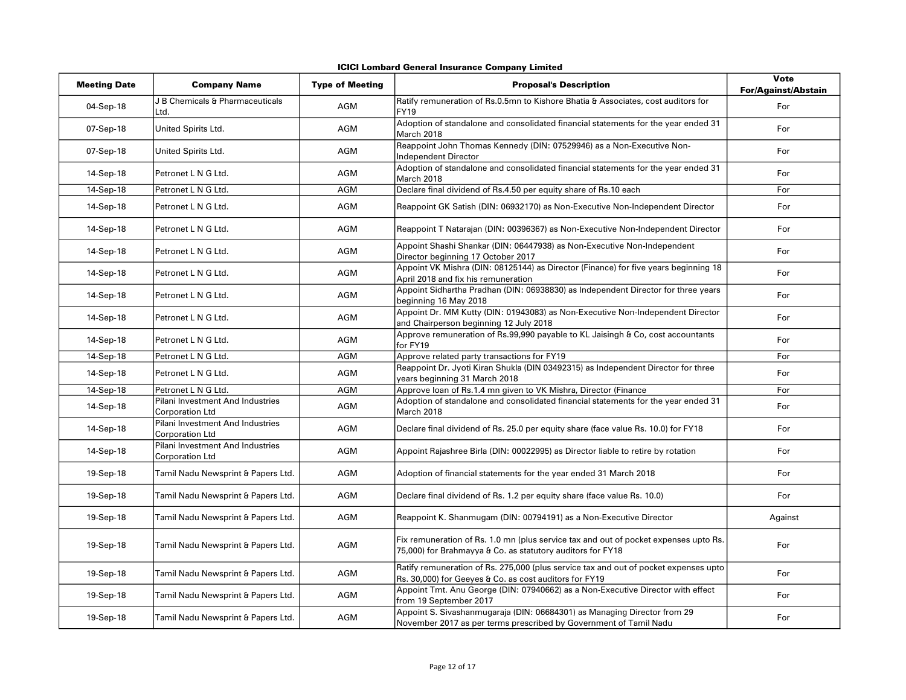**ICICI Lombard General Insurance Company Limited**

| Meeting Date | Company Name | Type of Meeting | Proposal's Description | Vote For/Against/Abstain |
|---|---|---|---|---|
| 04-Sep-18 | J B Chemicals & Pharmaceuticals Ltd. | AGM | Ratify remuneration of Rs.0.5mn to Kishore Bhatia & Associates, cost auditors for FY19 | For |
| 07-Sep-18 | United Spirits Ltd. | AGM | Adoption of standalone and consolidated financial statements for the year ended 31 March 2018 | For |
| 07-Sep-18 | United Spirits Ltd. | AGM | Reappoint John Thomas Kennedy (DIN: 07529946) as a Non-Executive Non-Independent Director | For |
| 14-Sep-18 | Petronet L N G Ltd. | AGM | Adoption of standalone and consolidated financial statements for the year ended 31 March 2018 | For |
| 14-Sep-18 | Petronet L N G Ltd. | AGM | Declare final dividend of Rs.4.50 per equity share of Rs.10 each | For |
| 14-Sep-18 | Petronet L N G Ltd. | AGM | Reappoint GK Satish (DIN: 06932170) as Non-Executive Non-Independent Director | For |
| 14-Sep-18 | Petronet L N G Ltd. | AGM | Reappoint T Natarajan (DIN: 00396367) as Non-Executive Non-Independent Director | For |
| 14-Sep-18 | Petronet L N G Ltd. | AGM | Appoint Shashi Shankar (DIN: 06447938) as Non-Executive Non-Independent Director beginning 17 October 2017 | For |
| 14-Sep-18 | Petronet L N G Ltd. | AGM | Appoint VK Mishra (DIN: 08125144) as Director (Finance) for five years beginning 18 April 2018 and fix his remuneration | For |
| 14-Sep-18 | Petronet L N G Ltd. | AGM | Appoint Sidhartha Pradhan (DIN: 06938830) as Independent Director for three years beginning 16 May 2018 | For |
| 14-Sep-18 | Petronet L N G Ltd. | AGM | Appoint Dr. MM Kutty (DIN: 01943083) as Non-Executive Non-Independent Director and Chairperson beginning 12 July 2018 | For |
| 14-Sep-18 | Petronet L N G Ltd. | AGM | Approve remuneration of Rs.99,990 payable to KL Jaisingh & Co, cost accountants for FY19 | For |
| 14-Sep-18 | Petronet L N G Ltd. | AGM | Approve related party transactions for FY19 | For |
| 14-Sep-18 | Petronet L N G Ltd. | AGM | Reappoint Dr. Jyoti Kiran Shukla (DIN 03492315) as Independent Director for three years beginning 31 March 2018 | For |
| 14-Sep-18 | Petronet L N G Ltd. | AGM | Approve loan of Rs.1.4 mn given to VK Mishra, Director (Finance | For |
| 14-Sep-18 | Pilani Investment And Industries Corporation Ltd | AGM | Adoption of standalone and consolidated financial statements for the year ended 31 March 2018 | For |
| 14-Sep-18 | Pilani Investment And Industries Corporation Ltd | AGM | Declare final dividend of Rs. 25.0 per equity share (face value Rs. 10.0) for FY18 | For |
| 14-Sep-18 | Pilani Investment And Industries Corporation Ltd | AGM | Appoint Rajashree Birla (DIN: 00022995) as Director liable to retire by rotation | For |
| 19-Sep-18 | Tamil Nadu Newsprint & Papers Ltd. | AGM | Adoption of financial statements for the year ended 31 March 2018 | For |
| 19-Sep-18 | Tamil Nadu Newsprint & Papers Ltd. | AGM | Declare final dividend of Rs. 1.2 per equity share (face value Rs. 10.0) | For |
| 19-Sep-18 | Tamil Nadu Newsprint & Papers Ltd. | AGM | Reappoint K. Shanmugam (DIN: 00794191) as a Non-Executive Director | Against |
| 19-Sep-18 | Tamil Nadu Newsprint & Papers Ltd. | AGM | Fix remuneration of Rs. 1.0 mn (plus service tax and out of pocket expenses upto Rs. 75,000) for Brahmayya & Co. as statutory auditors for FY18 | For |
| 19-Sep-18 | Tamil Nadu Newsprint & Papers Ltd. | AGM | Ratify remuneration of Rs. 275,000 (plus service tax and out of pocket expenses upto Rs. 30,000) for Geeyes & Co. as cost auditors for FY19 | For |
| 19-Sep-18 | Tamil Nadu Newsprint & Papers Ltd. | AGM | Appoint Tmt. Anu George (DIN: 07940662) as a Non-Executive Director with effect from 19 September 2017 | For |
| 19-Sep-18 | Tamil Nadu Newsprint & Papers Ltd. | AGM | Appoint S. Sivashanmugaraja (DIN: 06684301) as Managing Director from 29 November 2017 as per terms prescribed by Government of Tamil Nadu | For |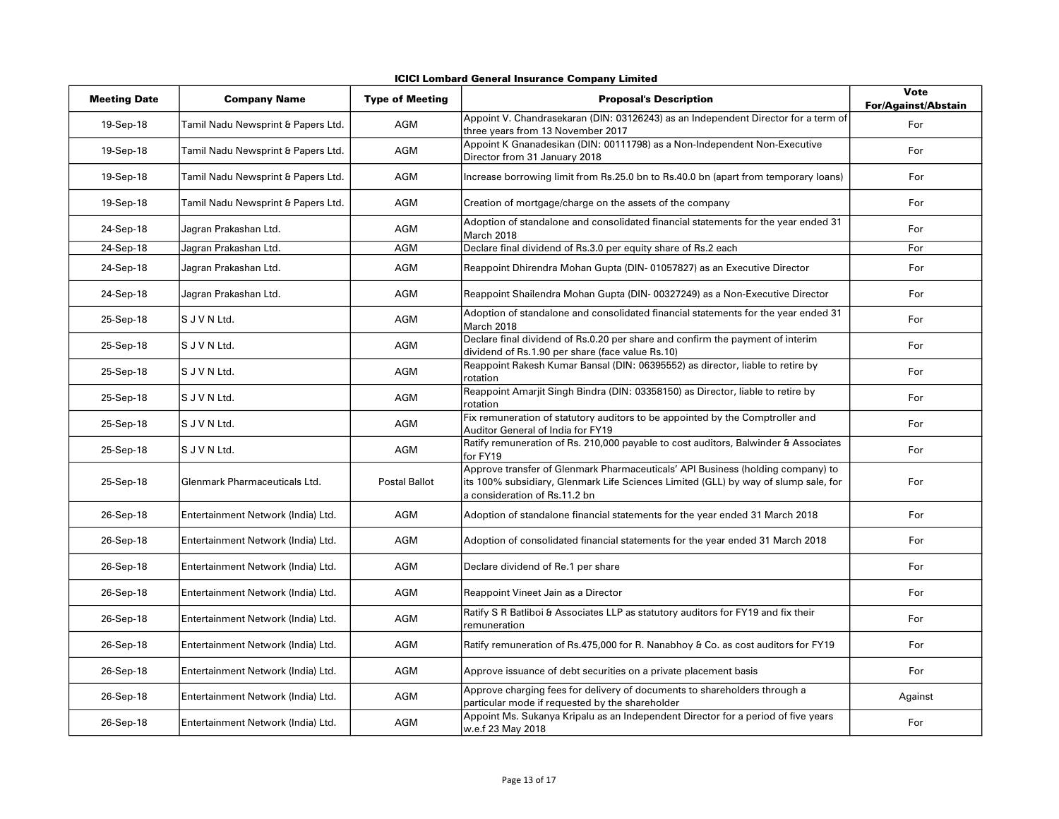**ICICI Lombard General Insurance Company Limited**

| Meeting Date | Company Name | Type of Meeting | Proposal's Description | Vote For/Against/Abstain |
|---|---|---|---|---|
| 19-Sep-18 | Tamil Nadu Newsprint & Papers Ltd. | AGM | Appoint V. Chandrasekaran (DIN: 03126243) as an Independent Director for a term of three years from 13 November 2017 | For |
| 19-Sep-18 | Tamil Nadu Newsprint & Papers Ltd. | AGM | Appoint K Gnanadesikan (DIN: 00111798) as a Non-Independent Non-Executive Director from 31 January 2018 | For |
| 19-Sep-18 | Tamil Nadu Newsprint & Papers Ltd. | AGM | Increase borrowing limit from Rs.25.0 bn to Rs.40.0 bn (apart from temporary loans) | For |
| 19-Sep-18 | Tamil Nadu Newsprint & Papers Ltd. | AGM | Creation of mortgage/charge on the assets of the company | For |
| 24-Sep-18 | Jagran Prakashan Ltd. | AGM | Adoption of standalone and consolidated financial statements for the year ended 31 March 2018 | For |
| 24-Sep-18 | Jagran Prakashan Ltd. | AGM | Declare final dividend of Rs.3.0 per equity share of Rs.2 each | For |
| 24-Sep-18 | Jagran Prakashan Ltd. | AGM | Reappoint Dhirendra Mohan Gupta (DIN- 01057827) as an Executive Director | For |
| 24-Sep-18 | Jagran Prakashan Ltd. | AGM | Reappoint Shailendra Mohan Gupta (DIN- 00327249) as a Non-Executive Director | For |
| 25-Sep-18 | S J V N Ltd. | AGM | Adoption of standalone and consolidated financial statements for the year ended 31 March 2018 | For |
| 25-Sep-18 | S J V N Ltd. | AGM | Declare final dividend of Rs.0.20 per share and confirm the payment of interim dividend of Rs.1.90 per share (face value Rs.10) | For |
| 25-Sep-18 | S J V N Ltd. | AGM | Reappoint Rakesh Kumar Bansal (DIN: 06395552) as director, liable to retire by rotation | For |
| 25-Sep-18 | S J V N Ltd. | AGM | Reappoint Amarjit Singh Bindra (DIN: 03358150) as Director, liable to retire by rotation | For |
| 25-Sep-18 | S J V N Ltd. | AGM | Fix remuneration of statutory auditors to be appointed by the Comptroller and Auditor General of India for FY19 | For |
| 25-Sep-18 | S J V N Ltd. | AGM | Ratify remuneration of Rs. 210,000 payable to cost auditors, Balwinder & Associates for FY19 | For |
| 25-Sep-18 | Glenmark Pharmaceuticals Ltd. | Postal Ballot | Approve transfer of Glenmark Pharmaceuticals' API Business (holding company) to its 100% subsidiary, Glenmark Life Sciences Limited (GLL) by way of slump sale, for a consideration of Rs.11.2 bn | For |
| 26-Sep-18 | Entertainment Network (India) Ltd. | AGM | Adoption of standalone financial statements for the year ended 31 March 2018 | For |
| 26-Sep-18 | Entertainment Network (India) Ltd. | AGM | Adoption of consolidated financial statements for the year ended 31 March 2018 | For |
| 26-Sep-18 | Entertainment Network (India) Ltd. | AGM | Declare dividend of Re.1 per share | For |
| 26-Sep-18 | Entertainment Network (India) Ltd. | AGM | Reappoint Vineet Jain as a Director | For |
| 26-Sep-18 | Entertainment Network (India) Ltd. | AGM | Ratify S R Batliboi & Associates LLP as statutory auditors for FY19 and fix their remuneration | For |
| 26-Sep-18 | Entertainment Network (India) Ltd. | AGM | Ratify remuneration of Rs.475,000 for R. Nanabhoy & Co. as cost auditors for FY19 | For |
| 26-Sep-18 | Entertainment Network (India) Ltd. | AGM | Approve issuance of debt securities on a private placement basis | For |
| 26-Sep-18 | Entertainment Network (India) Ltd. | AGM | Approve charging fees for delivery of documents to shareholders through a particular mode if requested by the shareholder | Against |
| 26-Sep-18 | Entertainment Network (India) Ltd. | AGM | Appoint Ms. Sukanya Kripalu as an Independent Director for a period of five years w.e.f 23 May 2018 | For |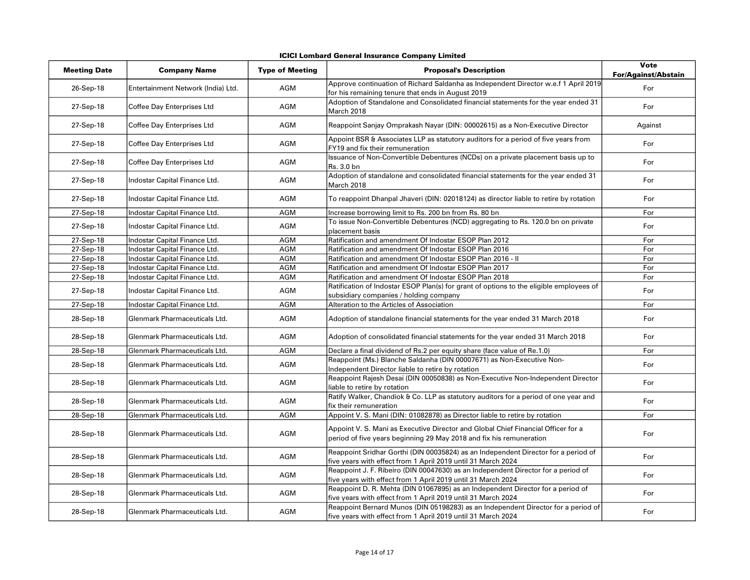**ICICI Lombard General Insurance Company Limited**

| Meeting Date | Company Name | Type of Meeting | Proposal's Description | Vote For/Against/Abstain |
|---|---|---|---|---|
| 26-Sep-18 | Entertainment Network (India) Ltd. | AGM | Approve continuation of Richard Saldanha as Independent Director w.e.f 1 April 2019 for his remaining tenure that ends in August 2019 | For |
| 27-Sep-18 | Coffee Day Enterprises Ltd | AGM | Adoption of Standalone and Consolidated financial statements for the year ended 31 March 2018 | For |
| 27-Sep-18 | Coffee Day Enterprises Ltd | AGM | Reappoint Sanjay Omprakash Nayar (DIN: 00002615) as a Non-Executive Director | Against |
| 27-Sep-18 | Coffee Day Enterprises Ltd | AGM | Appoint BSR & Associates LLP as statutory auditors for a period of five years from FY19 and fix their remuneration | For |
| 27-Sep-18 | Coffee Day Enterprises Ltd | AGM | Issuance of Non-Convertible Debentures (NCDs) on a private placement basis up to Rs. 3.0 bn | For |
| 27-Sep-18 | Indostar Capital Finance Ltd. | AGM | Adoption of standalone and consolidated financial statements for the year ended 31 March 2018 | For |
| 27-Sep-18 | Indostar Capital Finance Ltd. | AGM | To reappoint Dhanpal Jhaveri (DIN: 02018124) as director liable to retire by rotation | For |
| 27-Sep-18 | Indostar Capital Finance Ltd. | AGM | Increase borrowing limit to Rs. 200 bn from Rs. 80 bn | For |
| 27-Sep-18 | Indostar Capital Finance Ltd. | AGM | To issue Non-Convertible Debentures (NCD) aggregating to Rs. 120.0 bn on private placement basis | For |
| 27-Sep-18 | Indostar Capital Finance Ltd. | AGM | Ratification and amendment Of Indostar ESOP Plan 2012 | For |
| 27-Sep-18 | Indostar Capital Finance Ltd. | AGM | Ratification and amendment Of Indostar ESOP Plan 2016 | For |
| 27-Sep-18 | Indostar Capital Finance Ltd. | AGM | Ratification and amendment Of Indostar ESOP Plan 2016 - II | For |
| 27-Sep-18 | Indostar Capital Finance Ltd. | AGM | Ratification and amendment Of Indostar ESOP Plan 2017 | For |
| 27-Sep-18 | Indostar Capital Finance Ltd. | AGM | Ratification and amendment Of Indostar ESOP Plan 2018 | For |
| 27-Sep-18 | Indostar Capital Finance Ltd. | AGM | Ratification of Indostar ESOP Plan(s) for grant of options to the eligible employees of subsidiary companies / holding company | For |
| 27-Sep-18 | Indostar Capital Finance Ltd. | AGM | Alteration to the Articles of Association | For |
| 28-Sep-18 | Glenmark Pharmaceuticals Ltd. | AGM | Adoption of standalone financial statements for the year ended 31 March 2018 | For |
| 28-Sep-18 | Glenmark Pharmaceuticals Ltd. | AGM | Adoption of consolidated financial statements for the year ended 31 March 2018 | For |
| 28-Sep-18 | Glenmark Pharmaceuticals Ltd. | AGM | Declare a final dividend of Rs.2 per equity share (face value of Re.1.0) | For |
| 28-Sep-18 | Glenmark Pharmaceuticals Ltd. | AGM | Reappoint (Ms.) Blanche Saldanha (DIN 00007671) as Non-Executive Non-Independent Director liable to retire by rotation | For |
| 28-Sep-18 | Glenmark Pharmaceuticals Ltd. | AGM | Reappoint Rajesh Desai (DIN 00050838) as Non-Executive Non-Independent Director liable to retire by rotation | For |
| 28-Sep-18 | Glenmark Pharmaceuticals Ltd. | AGM | Ratify Walker, Chandiok & Co. LLP as statutory auditors for a period of one year and fix their remuneration | For |
| 28-Sep-18 | Glenmark Pharmaceuticals Ltd. | AGM | Appoint V. S. Mani (DIN: 01082878) as Director liable to retire by rotation | For |
| 28-Sep-18 | Glenmark Pharmaceuticals Ltd. | AGM | Appoint V. S. Mani as Executive Director and Global Chief Financial Officer for a period of five years beginning 29 May 2018 and fix his remuneration | For |
| 28-Sep-18 | Glenmark Pharmaceuticals Ltd. | AGM | Reappoint Sridhar Gorthi (DIN 00035824) as an Independent Director for a period of five years with effect from 1 April 2019 until 31 March 2024 | For |
| 28-Sep-18 | Glenmark Pharmaceuticals Ltd. | AGM | Reappoint J. F. Ribeiro (DIN 00047630) as an Independent Director for a period of five years with effect from 1 April 2019 until 31 March 2024 | For |
| 28-Sep-18 | Glenmark Pharmaceuticals Ltd. | AGM | Reappoint D. R. Mehta (DIN 01067895) as an Independent Director for a period of five years with effect from 1 April 2019 until 31 March 2024 | For |
| 28-Sep-18 | Glenmark Pharmaceuticals Ltd. | AGM | Reappoint Bernard Munos (DIN 05198283) as an Independent Director for a period of five years with effect from 1 April 2019 until 31 March 2024 | For |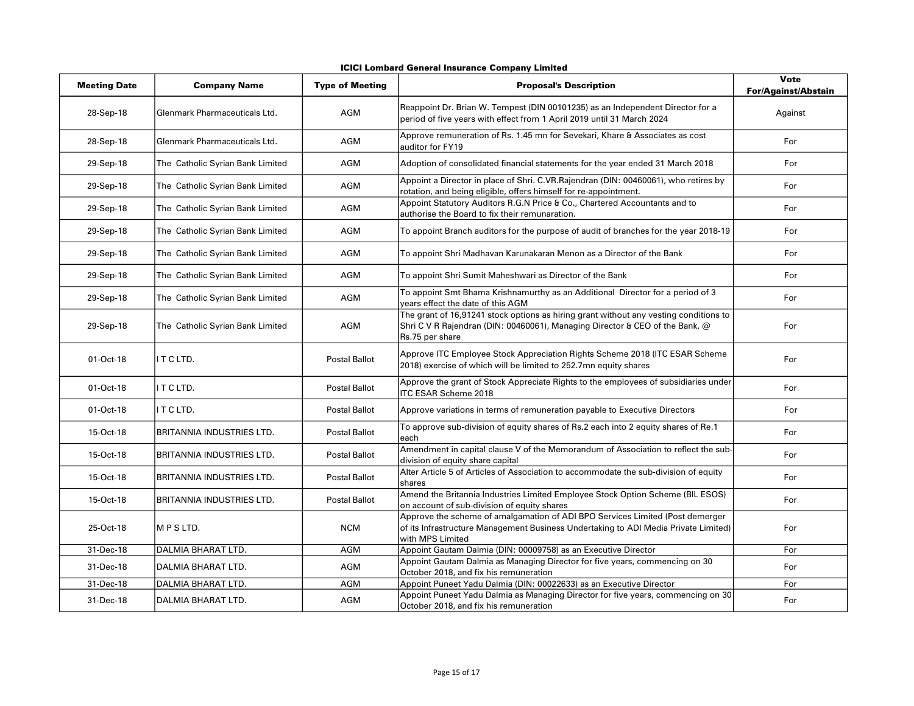**ICICI Lombard General Insurance Company Limited**

| Meeting Date | Company Name | Type of Meeting | Proposal's Description | Vote For/Against/Abstain |
|---|---|---|---|---|
| 28-Sep-18 | Glenmark Pharmaceuticals Ltd. | AGM | Reappoint Dr. Brian W. Tempest (DIN 00101235) as an Independent Director for a period of five years with effect from 1 April 2019 until 31 March 2024 | Against |
| 28-Sep-18 | Glenmark Pharmaceuticals Ltd. | AGM | Approve remuneration of Rs. 1.45 mn for Sevekari, Khare & Associates as cost auditor for FY19 | For |
| 29-Sep-18 | The Catholic Syrian Bank Limited | AGM | Adoption of consolidated financial statements for the year ended 31 March 2018 | For |
| 29-Sep-18 | The Catholic Syrian Bank Limited | AGM | Appoint a Director in place of Shri. C.VR.Rajendran (DIN: 00460061), who retires by rotation, and being eligible, offers himself for re-appointment. | For |
| 29-Sep-18 | The Catholic Syrian Bank Limited | AGM | Appoint Statutory Auditors R.G.N Price & Co., Chartered Accountants and to authorise the Board to fix their remunaration. | For |
| 29-Sep-18 | The Catholic Syrian Bank Limited | AGM | To appoint Branch auditors for the purpose of audit of branches for the year 2018-19 | For |
| 29-Sep-18 | The Catholic Syrian Bank Limited | AGM | To appoint Shri Madhavan Karunakaran Menon as a Director of the Bank | For |
| 29-Sep-18 | The Catholic Syrian Bank Limited | AGM | To appoint Shri Sumit Maheshwari as Director of the Bank | For |
| 29-Sep-18 | The Catholic Syrian Bank Limited | AGM | To appoint Smt Bhama Krishnamurthy as an Additional Director for a period of 3 years effect the date of this AGM | For |
| 29-Sep-18 | The Catholic Syrian Bank Limited | AGM | The grant of 16,91241 stock options as hiring grant without any vesting conditions to Shri C V R Rajendran (DIN: 00460061), Managing Director & CEO of the Bank, @ Rs.75 per share | For |
| 01-Oct-18 | I T C LTD. | Postal Ballot | Approve ITC Employee Stock Appreciation Rights Scheme 2018 (ITC ESAR Scheme 2018) exercise of which will be limited to 252.7mn equity shares | For |
| 01-Oct-18 | I T C LTD. | Postal Ballot | Approve the grant of Stock Appreciate Rights to the employees of subsidiaries under ITC ESAR Scheme 2018 | For |
| 01-Oct-18 | I T C LTD. | Postal Ballot | Approve variations in terms of remuneration payable to Executive Directors | For |
| 15-Oct-18 | BRITANNIA INDUSTRIES LTD. | Postal Ballot | To approve sub-division of equity shares of Rs.2 each into 2 equity shares of Re.1 each | For |
| 15-Oct-18 | BRITANNIA INDUSTRIES LTD. | Postal Ballot | Amendment in capital clause V of the Memorandum of Association to reflect the sub-division of equity share capital | For |
| 15-Oct-18 | BRITANNIA INDUSTRIES LTD. | Postal Ballot | Alter Article 5 of Articles of Association to accommodate the sub-division of equity shares | For |
| 15-Oct-18 | BRITANNIA INDUSTRIES LTD. | Postal Ballot | Amend the Britannia Industries Limited Employee Stock Option Scheme (BIL ESOS) on account of sub-division of equity shares | For |
| 25-Oct-18 | M P S LTD. | NCM | Approve the scheme of amalgamation of ADI BPO Services Limited (Post demerger of its Infrastructure Management Business Undertaking to ADI Media Private Limited) with MPS Limited | For |
| 31-Dec-18 | DALMIA BHARAT LTD. | AGM | Appoint Gautam Dalmia (DIN: 00009758) as an Executive Director | For |
| 31-Dec-18 | DALMIA BHARAT LTD. | AGM | Appoint Gautam Dalmia as Managing Director for five years, commencing on 30 October 2018, and fix his remuneration | For |
| 31-Dec-18 | DALMIA BHARAT LTD. | AGM | Appoint Puneet Yadu Dalmia (DIN: 00022633) as an Executive Director | For |
| 31-Dec-18 | DALMIA BHARAT LTD. | AGM | Appoint Puneet Yadu Dalmia as Managing Director for five years, commencing on 30 October 2018, and fix his remuneration | For |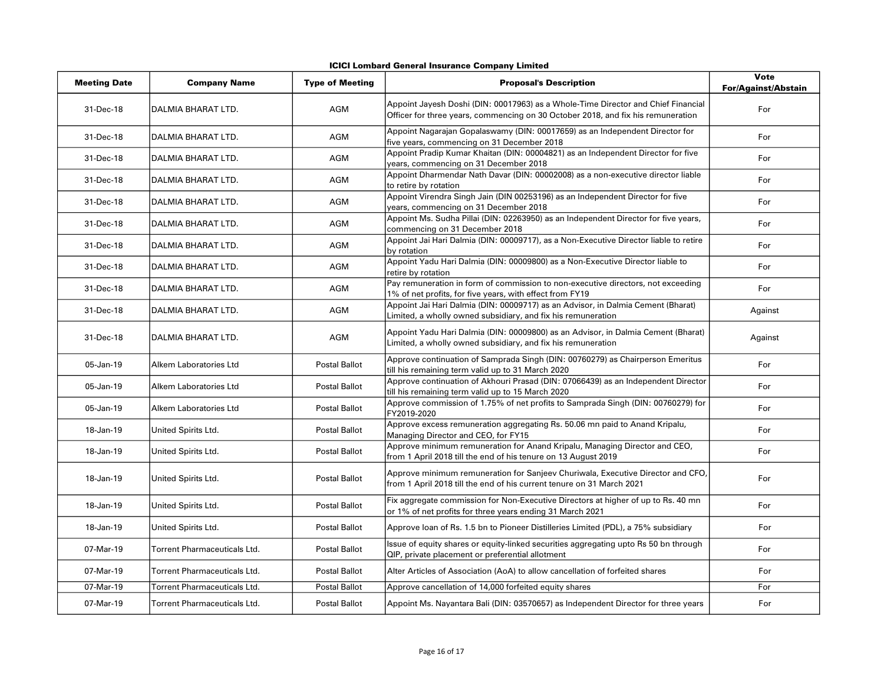**ICICI Lombard General Insurance Company Limited**

| Meeting Date | Company Name | Type of Meeting | Proposal's Description | Vote For/Against/Abstain |
|---|---|---|---|---|
| 31-Dec-18 | DALMIA BHARAT LTD. | AGM | Appoint Jayesh Doshi (DIN: 00017963) as a Whole-Time Director and Chief Financial Officer for three years, commencing on 30 October 2018, and fix his remuneration | For |
| 31-Dec-18 | DALMIA BHARAT LTD. | AGM | Appoint Nagarajan Gopalaswamy (DIN: 00017659) as an Independent Director for five years, commencing on 31 December 2018 | For |
| 31-Dec-18 | DALMIA BHARAT LTD. | AGM | Appoint Pradip Kumar Khaitan (DIN: 00004821) as an Independent Director for five years, commencing on 31 December 2018 | For |
| 31-Dec-18 | DALMIA BHARAT LTD. | AGM | Appoint Dharmendar Nath Davar (DIN: 00002008) as a non-executive director liable to retire by rotation | For |
| 31-Dec-18 | DALMIA BHARAT LTD. | AGM | Appoint Virendra Singh Jain (DIN 00253196) as an Independent Director for five years, commencing on 31 December 2018 | For |
| 31-Dec-18 | DALMIA BHARAT LTD. | AGM | Appoint Ms. Sudha Pillai (DIN: 02263950) as an Independent Director for five years, commencing on 31 December 2018 | For |
| 31-Dec-18 | DALMIA BHARAT LTD. | AGM | Appoint Jai Hari Dalmia (DIN: 00009717), as a Non-Executive Director liable to retire by rotation | For |
| 31-Dec-18 | DALMIA BHARAT LTD. | AGM | Appoint Yadu Hari Dalmia (DIN: 00009800) as a Non-Executive Director liable to retire by rotation | For |
| 31-Dec-18 | DALMIA BHARAT LTD. | AGM | Pay remuneration in form of commission to non-executive directors, not exceeding 1% of net profits, for five years, with effect from FY19 | For |
| 31-Dec-18 | DALMIA BHARAT LTD. | AGM | Appoint Jai Hari Dalmia (DIN: 00009717) as an Advisor, in Dalmia Cement (Bharat) Limited, a wholly owned subsidiary, and fix his remuneration | Against |
| 31-Dec-18 | DALMIA BHARAT LTD. | AGM | Appoint Yadu Hari Dalmia (DIN: 00009800) as an Advisor, in Dalmia Cement (Bharat) Limited, a wholly owned subsidiary, and fix his remuneration | Against |
| 05-Jan-19 | Alkem Laboratories Ltd | Postal Ballot | Approve continuation of Samprada Singh (DIN: 00760279) as Chairperson Emeritus till his remaining term valid up to 31 March 2020 | For |
| 05-Jan-19 | Alkem Laboratories Ltd | Postal Ballot | Approve continuation of Akhouri Prasad (DIN: 07066439) as an Independent Director till his remaining term valid up to 15 March 2020 | For |
| 05-Jan-19 | Alkem Laboratories Ltd | Postal Ballot | Approve commission of 1.75% of net profits to Samprada Singh (DIN: 00760279) for FY2019-2020 | For |
| 18-Jan-19 | United Spirits Ltd. | Postal Ballot | Approve excess remuneration aggregating Rs. 50.06 mn paid to Anand Kripalu, Managing Director and CEO, for FY15 | For |
| 18-Jan-19 | United Spirits Ltd. | Postal Ballot | Approve minimum remuneration for Anand Kripalu, Managing Director and CEO, from 1 April 2018 till the end of his tenure on 13 August 2019 | For |
| 18-Jan-19 | United Spirits Ltd. | Postal Ballot | Approve minimum remuneration for Sanjeev Churiwala, Executive Director and CFO, from 1 April 2018 till the end of his current tenure on 31 March 2021 | For |
| 18-Jan-19 | United Spirits Ltd. | Postal Ballot | Fix aggregate commission for Non-Executive Directors at higher of up to Rs. 40 mn or 1% of net profits for three years ending 31 March 2021 | For |
| 18-Jan-19 | United Spirits Ltd. | Postal Ballot | Approve loan of Rs. 1.5 bn to Pioneer Distilleries Limited (PDL), a 75% subsidiary | For |
| 07-Mar-19 | Torrent Pharmaceuticals Ltd. | Postal Ballot | Issue of equity shares or equity-linked securities aggregating upto Rs 50 bn through QIP, private placement or preferential allotment | For |
| 07-Mar-19 | Torrent Pharmaceuticals Ltd. | Postal Ballot | Alter Articles of Association (AoA) to allow cancellation of forfeited shares | For |
| 07-Mar-19 | Torrent Pharmaceuticals Ltd. | Postal Ballot | Approve cancellation of 14,000 forfeited equity shares | For |
| 07-Mar-19 | Torrent Pharmaceuticals Ltd. | Postal Ballot | Appoint Ms. Nayantara Bali (DIN: 03570657) as Independent Director for three years | For |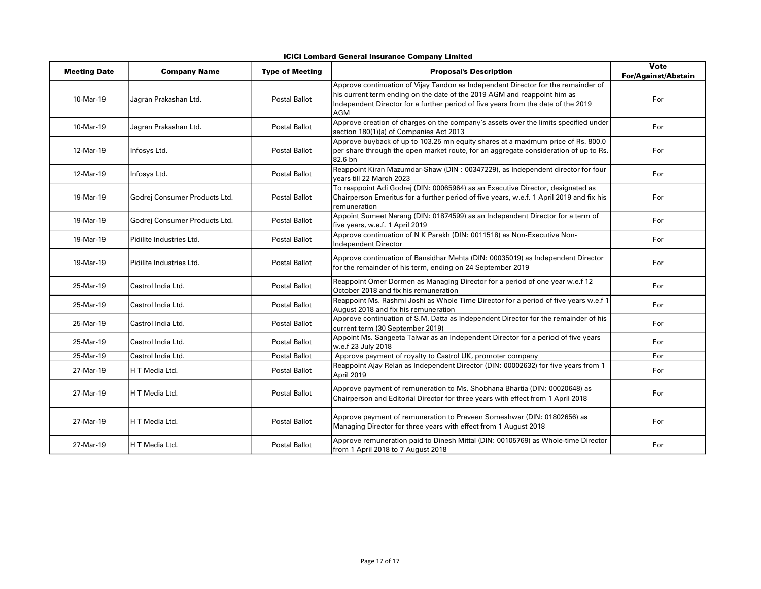**ICICI Lombard General Insurance Company Limited**

| Meeting Date | Company Name | Type of Meeting | Proposal's Description | Vote For/Against/Abstain |
|---|---|---|---|---|
| 10-Mar-19 | Jagran Prakashan Ltd. | Postal Ballot | Approve continuation of Vijay Tandon as Independent Director for the remainder of his current term ending on the date of the 2019 AGM and reappoint him as Independent Director for a further period of five years from the date of the 2019 AGM | For |
| 10-Mar-19 | Jagran Prakashan Ltd. | Postal Ballot | Approve creation of charges on the company's assets over the limits specified under section 180(1)(a) of Companies Act 2013 | For |
| 12-Mar-19 | Infosys Ltd. | Postal Ballot | Approve buyback of up to 103.25 mn equity shares at a maximum price of Rs. 800.0 per share through the open market route, for an aggregate consideration of up to Rs. 82.6 bn | For |
| 12-Mar-19 | Infosys Ltd. | Postal Ballot | Reappoint Kiran Mazumdar-Shaw (DIN : 00347229), as Independent director for four years till 22 March 2023 | For |
| 19-Mar-19 | Godrej Consumer Products Ltd. | Postal Ballot | To reappoint Adi Godrej (DIN: 00065964) as an Executive Director, designated as Chairperson Emeritus for a further period of five years, w.e.f. 1 April 2019 and fix his remuneration | For |
| 19-Mar-19 | Godrej Consumer Products Ltd. | Postal Ballot | Appoint Sumeet Narang (DIN: 01874599) as an Independent Director for a term of five years, w.e.f. 1 April 2019 | For |
| 19-Mar-19 | Pidilite Industries Ltd. | Postal Ballot | Approve continuation of N K Parekh (DIN: 0011518) as Non-Executive Non-Independent Director | For |
| 19-Mar-19 | Pidilite Industries Ltd. | Postal Ballot | Approve continuation of Bansidhar Mehta (DIN: 00035019) as Independent Director for the remainder of his term, ending on 24 September 2019 | For |
| 25-Mar-19 | Castrol India Ltd. | Postal Ballot | Reappoint Omer Dormen as Managing Director for a period of one year w.e.f 12 October 2018 and fix his remuneration | For |
| 25-Mar-19 | Castrol India Ltd. | Postal Ballot | Reappoint Ms. Rashmi Joshi as Whole Time Director for a period of five years w.e.f 1 August 2018 and fix his remuneration | For |
| 25-Mar-19 | Castrol India Ltd. | Postal Ballot | Approve continuation of S.M. Datta as Independent Director for the remainder of his current term (30 September 2019) | For |
| 25-Mar-19 | Castrol India Ltd. | Postal Ballot | Appoint Ms. Sangeeta Talwar as an Independent Director for a period of five years w.e.f 23 July 2018 | For |
| 25-Mar-19 | Castrol India Ltd. | Postal Ballot | Approve payment of royalty to Castrol UK, promoter company | For |
| 27-Mar-19 | H T Media Ltd. | Postal Ballot | Reappoint Ajay Relan as Independent Director (DIN: 00002632) for five years from 1 April 2019 | For |
| 27-Mar-19 | H T Media Ltd. | Postal Ballot | Approve payment of remuneration to Ms. Shobhana Bhartia (DIN: 00020648) as Chairperson and Editorial Director for three years with effect from 1 April 2018 | For |
| 27-Mar-19 | H T Media Ltd. | Postal Ballot | Approve payment of remuneration to Praveen Someshwar (DIN: 01802656) as Managing Director for three years with effect from 1 August 2018 | For |
| 27-Mar-19 | H T Media Ltd. | Postal Ballot | Approve remuneration paid to Dinesh Mittal (DIN: 00105769) as Whole-time Director from 1 April 2018 to 7 August 2018 | For |